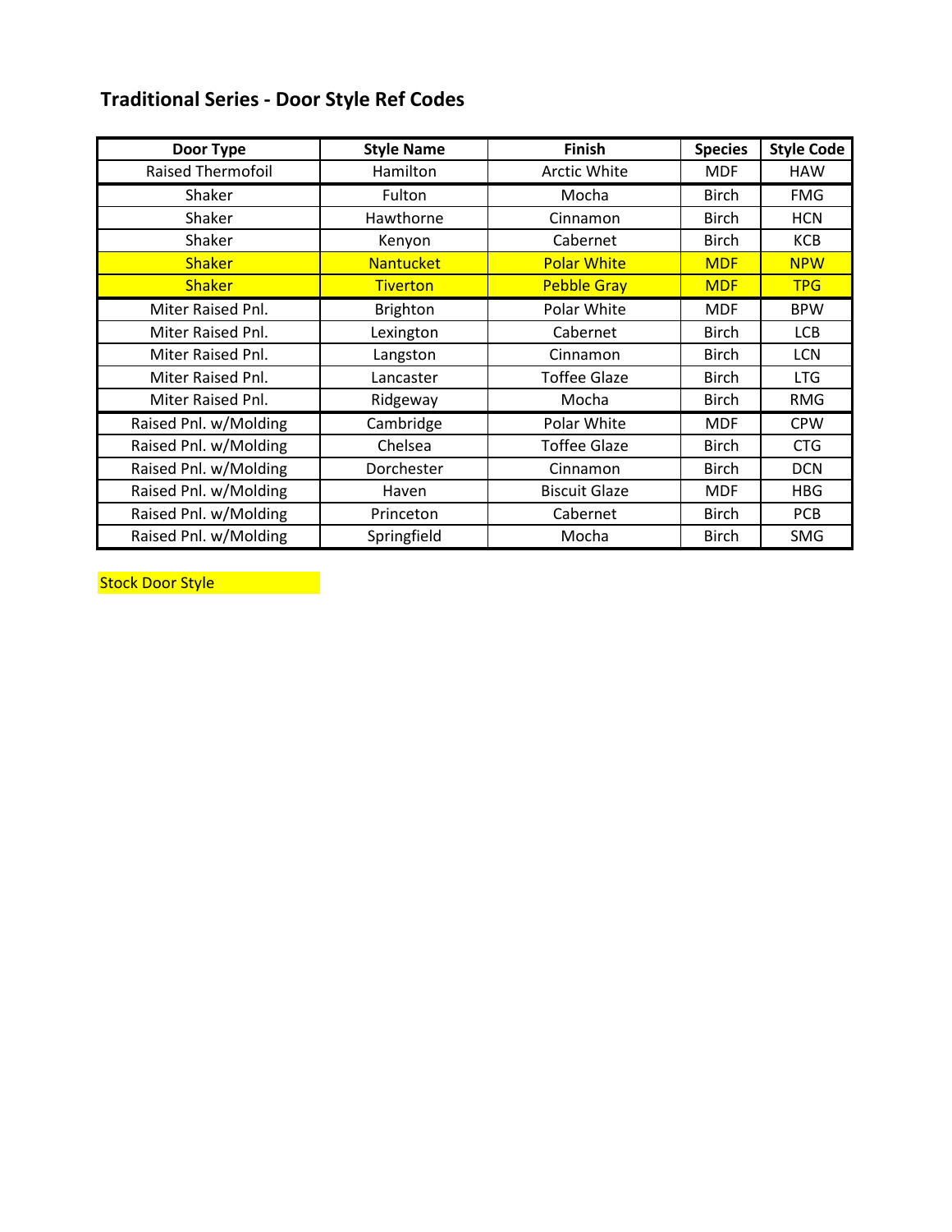## Traditional Series - Door Style Ref Codes

| Door Type | Style Name | Finish | Species | Style Code |
|---|---|---|---|---|
| Raised Thermofoil | Hamilton | Arctic White | MDF | HAW |
| Shaker | Fulton | Mocha | Birch | FMG |
| Shaker | Hawthorne | Cinnamon | Birch | HCN |
| Shaker | Kenyon | Cabernet | Birch | KCB |
| Shaker | Nantucket | Polar White | MDF | NPW |
| Shaker | Tiverton | Pebble Gray | MDF | TPG |
| Miter Raised Pnl. | Brighton | Polar White | MDF | BPW |
| Miter Raised Pnl. | Lexington | Cabernet | Birch | LCB |
| Miter Raised Pnl. | Langston | Cinnamon | Birch | LCN |
| Miter Raised Pnl. | Lancaster | Toffee Glaze | Birch | LTG |
| Miter Raised Pnl. | Ridgeway | Mocha | Birch | RMG |
| Raised Pnl. w/Molding | Cambridge | Polar White | MDF | CPW |
| Raised Pnl. w/Molding | Chelsea | Toffee Glaze | Birch | CTG |
| Raised Pnl. w/Molding | Dorchester | Cinnamon | Birch | DCN |
| Raised Pnl. w/Molding | Haven | Biscuit Glaze | MDF | HBG |
| Raised Pnl. w/Molding | Princeton | Cabernet | Birch | PCB |
| Raised Pnl. w/Molding | Springfield | Mocha | Birch | SMG |

Stock Door Style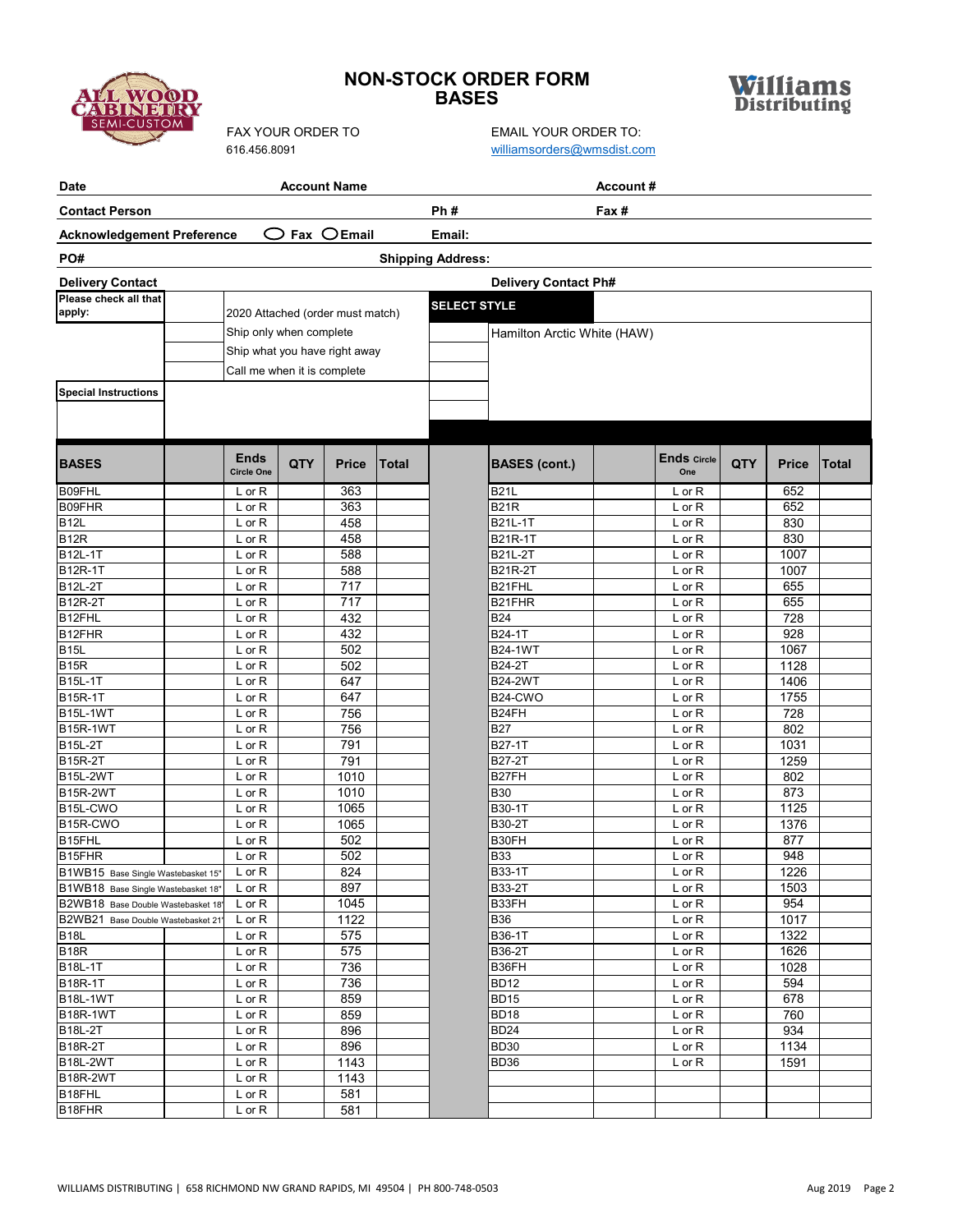# NON-STOCK ORDER FORM
## BASES

All Wood Cabinetry Semi-Custom | Williams Distributing

FAX YOUR ORDER TO
616.456.8091

EMAIL YOUR ORDER TO:
williamsorders@wmsdist.com

**Date** **Account Name** **Account #**

**Contact Person** **Ph #** **Fax #**

**Acknowledgement Preference** ◯ Fax ◯ Email **Email:**

**PO#** **Shipping Address:**

**Delivery Contact** **Delivery Contact Ph#**

| Please check all that apply: | | | | SELECT STYLE |
|---|---|---|---|---|
| | | 2020 Attached (order must match) | | |
| | | Ship only when complete | | Hamilton Arctic White (HAW) |
| | | Ship what you have right away | | |
| | | Call me when it is complete | | |
| **Special Instructions** | | | | |

| BASES | | Ends Circle One | QTY | Price | Total | | BASES (cont.) | | Ends Circle One | QTY | Price | Total |
|---|---|---|---|---|---|---|---|---|---|---|---|---|
| B09FHL | | L or R | | 363 | | | B21L | | L or R | | 652 | |
| B09FHR | | L or R | | 363 | | | B21R | | L or R | | 652 | |
| B12L | | L or R | | 458 | | | B21L-1T | | L or R | | 830 | |
| B12R | | L or R | | 458 | | | B21R-1T | | L or R | | 830 | |
| B12L-1T | | L or R | | 588 | | | B21L-2T | | L or R | | 1007 | |
| B12R-1T | | L or R | | 588 | | | B21R-2T | | L or R | | 1007 | |
| B12L-2T | | L or R | | 717 | | | B21FHL | | L or R | | 655 | |
| B12R-2T | | L or R | | 717 | | | B21FHR | | L or R | | 655 | |
| B12FHL | | L or R | | 432 | | | B24 | | L or R | | 728 | |
| B12FHR | | L or R | | 432 | | | B24-1T | | L or R | | 928 | |
| B15L | | L or R | | 502 | | | B24-1WT | | L or R | | 1067 | |
| B15R | | L or R | | 502 | | | B24-2T | | L or R | | 1128 | |
| B15L-1T | | L or R | | 647 | | | B24-2WT | | L or R | | 1406 | |
| B15R-1T | | L or R | | 647 | | | B24-CWO | | L or R | | 1755 | |
| B15L-1WT | | L or R | | 756 | | | B24FH | | L or R | | 728 | |
| B15R-1WT | | L or R | | 756 | | | B27 | | L or R | | 802 | |
| B15L-2T | | L or R | | 791 | | | B27-1T | | L or R | | 1031 | |
| B15R-2T | | L or R | | 791 | | | B27-2T | | L or R | | 1259 | |
| B15L-2WT | | L or R | | 1010 | | | B27FH | | L or R | | 802 | |
| B15R-2WT | | L or R | | 1010 | | | B30 | | L or R | | 873 | |
| B15L-CWO | | L or R | | 1065 | | | B30-1T | | L or R | | 1125 | |
| B15R-CWO | | L or R | | 1065 | | | B30-2T | | L or R | | 1376 | |
| B15FHL | | L or R | | 502 | | | B30FH | | L or R | | 877 | |
| B15FHR | | L or R | | 502 | | | B33 | | L or R | | 948 | |
| B1WB15 Base Single Wastebasket 15" | | L or R | | 824 | | | B33-1T | | L or R | | 1226 | |
| B1WB18 Base Single Wastebasket 18" | | L or R | | 897 | | | B33-2T | | L or R | | 1503 | |
| B2WB18 Base Double Wastebasket 18" | | L or R | | 1045 | | | B33FH | | L or R | | 954 | |
| B2WB21 Base Double Wastebasket 21" | | L or R | | 1122 | | | B36 | | L or R | | 1017 | |
| B18L | | L or R | | 575 | | | B36-1T | | L or R | | 1322 | |
| B18R | | L or R | | 575 | | | B36-2T | | L or R | | 1626 | |
| B18L-1T | | L or R | | 736 | | | B36FH | | L or R | | 1028 | |
| B18R-1T | | L or R | | 736 | | | BD12 | | L or R | | 594 | |
| B18L-1WT | | L or R | | 859 | | | BD15 | | L or R | | 678 | |
| B18R-1WT | | L or R | | 859 | | | BD18 | | L or R | | 760 | |
| B18L-2T | | L or R | | 896 | | | BD24 | | L or R | | 934 | |
| B18R-2T | | L or R | | 896 | | | BD30 | | L or R | | 1134 | |
| B18L-2WT | | L or R | | 1143 | | | BD36 | | L or R | | 1591 | |
| B18R-2WT | | L or R | | 1143 | | | | | | | | |
| B18FHL | | L or R | | 581 | | | | | | | | |
| B18FHR | | L or R | | 581 | | | | | | | | |

WILLIAMS DISTRIBUTING | 658 RICHMOND NW GRAND RAPIDS, MI 49504 | PH 800-748-0503

Aug 2019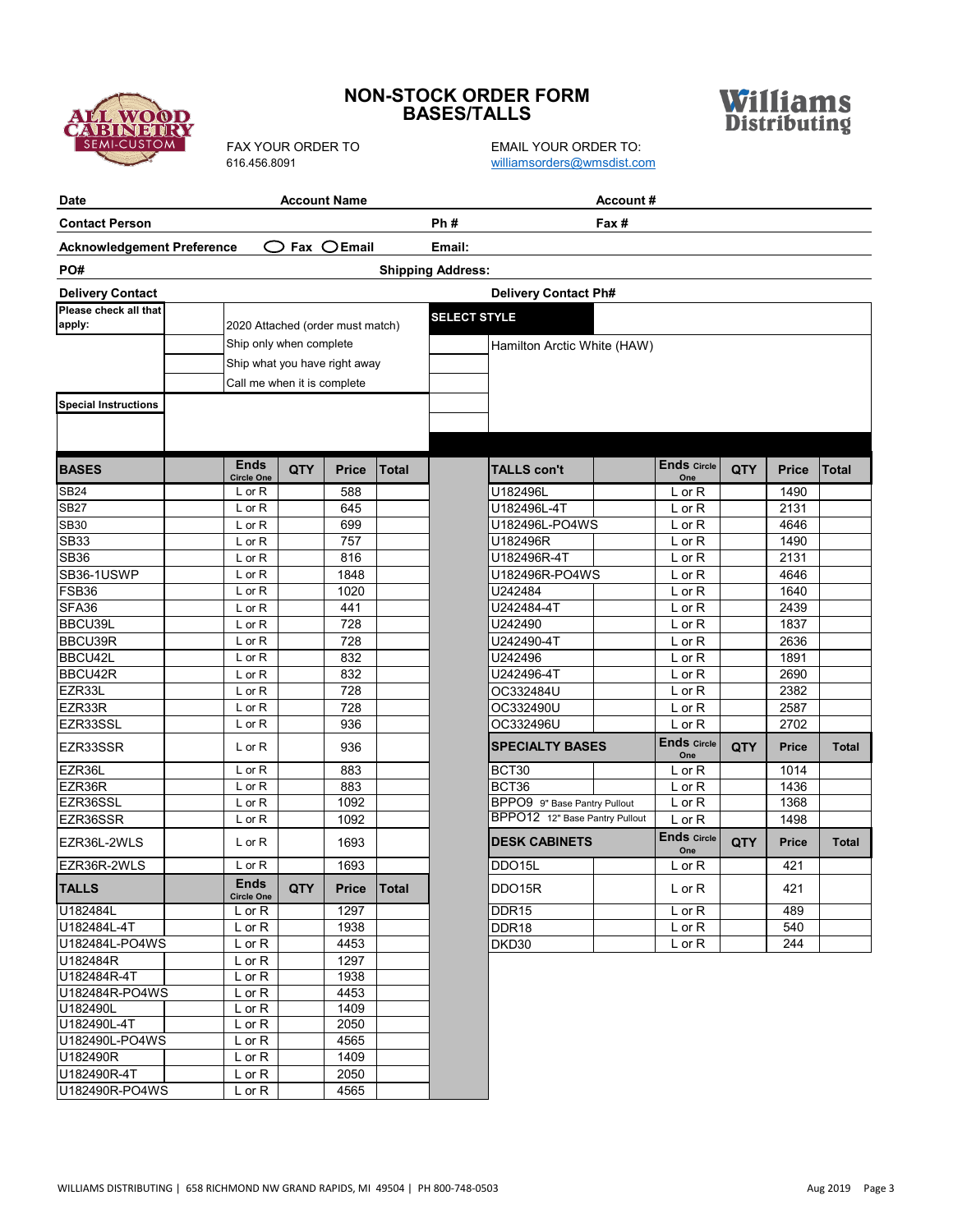ALL WOOD CABINETRY SEMI-CUSTOM

# NON-STOCK ORDER FORM
## BASES/TALLS

Williams Distributing

FAX YOUR ORDER TO
616.456.8091

EMAIL YOUR ORDER TO:
williamsorders@wmsdist.com

**Date** | **Account Name** | **Account #**

**Contact Person** | **Ph #** | **Fax #**

**Acknowledgement Preference** ◯ Fax ◯ Email | **Email:**

**PO#** | **Shipping Address:**

**Delivery Contact** | **Delivery Contact Ph#**

| **Please check all that apply:** | | |
|---|---|---|
| | | 2020 Attached (order must match) |
| | | Ship only when complete |
| | | Ship what you have right away |
| | | Call me when it is complete |

| **SELECT STYLE** | |
|---|---|
| | Hamilton Arctic White (HAW) |

**Special Instructions**

| BASES | | Ends Circle One | QTY | Price | Total |
|---|---|---|---|---|---|
| SB24 | | L or R | | 588 | |
| SB27 | | L or R | | 645 | |
| SB30 | | L or R | | 699 | |
| SB33 | | L or R | | 757 | |
| SB36 | | L or R | | 816 | |
| SB36-1USWP | | L or R | | 1848 | |
| FSB36 | | L or R | | 1020 | |
| SFA36 | | L or R | | 441 | |
| BBCU39L | | L or R | | 728 | |
| BBCU39R | | L or R | | 728 | |
| BBCU42L | | L or R | | 832 | |
| BBCU42R | | L or R | | 832 | |
| EZR33L | | L or R | | 728 | |
| EZR33R | | L or R | | 728 | |
| EZR33SSL | | L or R | | 936 | |
| EZR33SSR | | L or R | | 936 | |
| EZR36L | | L or R | | 883 | |
| EZR36R | | L or R | | 883 | |
| EZR36SSL | | L or R | | 1092 | |
| EZR36SSR | | L or R | | 1092 | |
| EZR36L-2WLS | | L or R | | 1693 | |
| EZR36R-2WLS | | L or R | | 1693 | |

| TALLS | | Ends Circle One | QTY | Price | Total |
|---|---|---|---|---|---|
| U182484L | | L or R | | 1297 | |
| U182484L-4T | | L or R | | 1938 | |
| U182484L-PO4WS | | L or R | | 4453 | |
| U182484R | | L or R | | 1297 | |
| U182484R-4T | | L or R | | 1938 | |
| U182484R-PO4WS | | L or R | | 4453 | |
| U182490L | | L or R | | 1409 | |
| U182490L-4T | | L or R | | 2050 | |
| U182490L-PO4WS | | L or R | | 4565 | |
| U182490R | | L or R | | 1409 | |
| U182490R-4T | | L or R | | 2050 | |
| U182490R-PO4WS | | L or R | | 4565 | |

| TALLS con't | | Ends Circle One | QTY | Price | Total |
|---|---|---|---|---|---|
| U182496L | | L or R | | 1490 | |
| U182496L-4T | | L or R | | 2131 | |
| U182496L-PO4WS | | L or R | | 4646 | |
| U182496R | | L or R | | 1490 | |
| U182496R-4T | | L or R | | 2131 | |
| U182496R-PO4WS | | L or R | | 4646 | |
| U242484 | | L or R | | 1640 | |
| U242484-4T | | L or R | | 2439 | |
| U242490 | | L or R | | 1837 | |
| U242490-4T | | L or R | | 2636 | |
| U242496 | | L or R | | 1891 | |
| U242496-4T | | L or R | | 2690 | |
| OC332484U | | L or R | | 2382 | |
| OC332490U | | L or R | | 2587 | |
| OC332496U | | L or R | | 2702 | |

| SPECIALTY BASES | | Ends Circle One | QTY | Price | Total |
|---|---|---|---|---|---|
| BCT30 | | L or R | | 1014 | |
| BCT36 | | L or R | | 1436 | |
| BPPO9 9" Base Pantry Pullout | | L or R | | 1368 | |
| BPPO12 12" Base Pantry Pullout | | L or R | | 1498 | |

| DESK CABINETS | | Ends Circle One | QTY | Price | Total |
|---|---|---|---|---|---|
| DDO15L | | L or R | | 421 | |
| DDO15R | | L or R | | 421 | |
| DDR15 | | L or R | | 489 | |
| DDR18 | | L or R | | 540 | |
| DKD30 | | L or R | | 244 | |

WILLIAMS DISTRIBUTING | 658 RICHMOND NW GRAND RAPIDS, MI 49504 | PH 800-748-0503 Aug 2019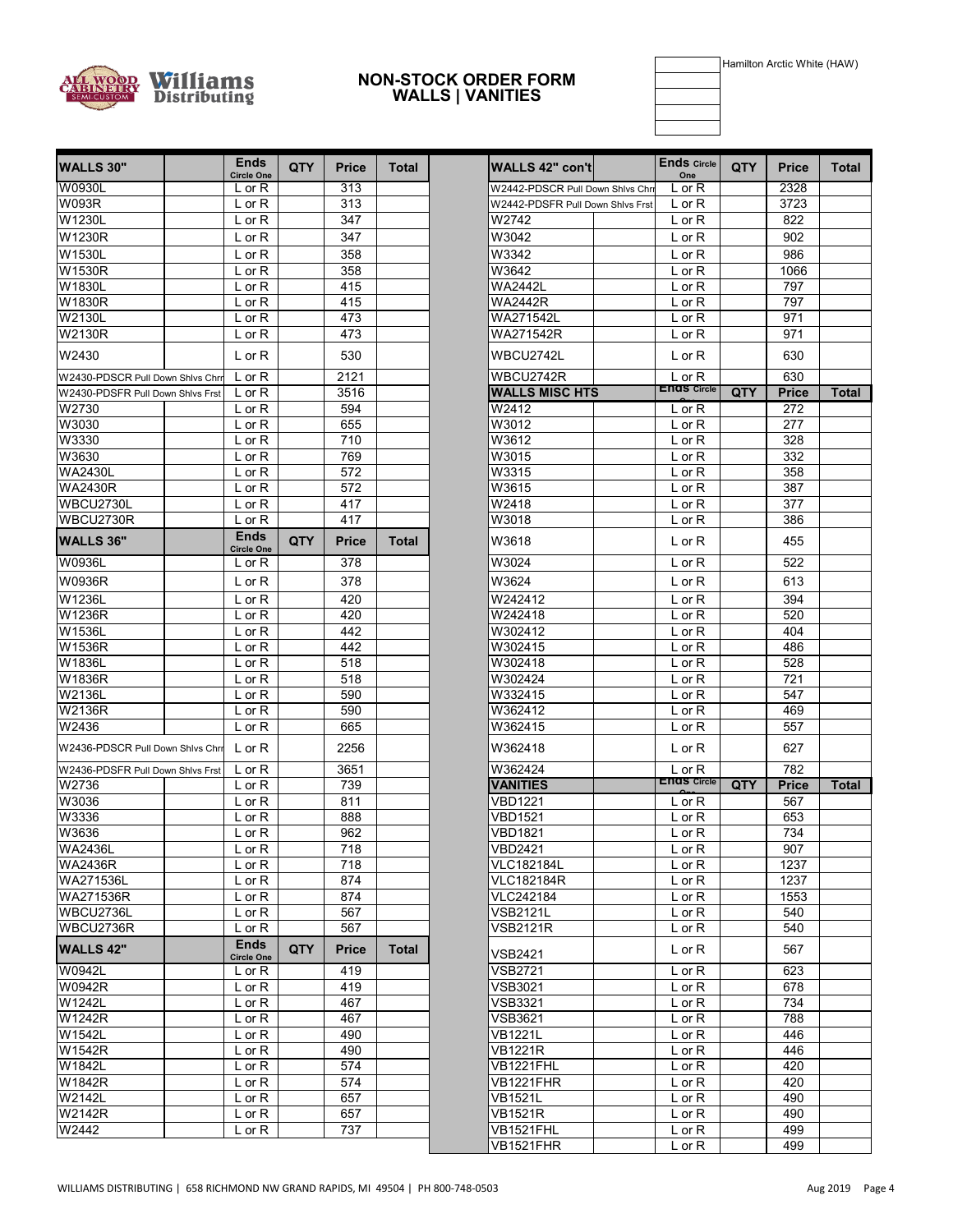# NON-STOCK ORDER FORM
## WALLS | VANITIES

| | Hamilton Arctic White (HAW) |
|---|---|
| | |
| | |
| | |
| | |

| WALLS 30" | | Ends Circle One | QTY | Price | Total |
|---|---|---|---|---|---|
| W0930L | | L or R | | 313 | |
| W093R | | L or R | | 313 | |
| W1230L | | L or R | | 347 | |
| W1230R | | L or R | | 347 | |
| W1530L | | L or R | | 358 | |
| W1530R | | L or R | | 358 | |
| W1830L | | L or R | | 415 | |
| W1830R | | L or R | | 415 | |
| W2130L | | L or R | | 473 | |
| W2130R | | L or R | | 473 | |
| W2430 | | L or R | | 530 | |
| W2430-PDSCR Pull Down Shlvs Chrm | | L or R | | 2121 | |
| W2430-PDSFR Pull Down Shlvs Frst | | L or R | | 3516 | |
| W2730 | | L or R | | 594 | |
| W3030 | | L or R | | 655 | |
| W3330 | | L or R | | 710 | |
| W3630 | | L or R | | 769 | |
| WA2430L | | L or R | | 572 | |
| WA2430R | | L or R | | 572 | |
| WBCU2730L | | L or R | | 417 | |
| WBCU2730R | | L or R | | 417 | |
| **WALLS 36"** | | **Ends Circle One** | **QTY** | **Price** | **Total** |
| W0936L | | L or R | | 378 | |
| W0936R | | L or R | | 378 | |
| W1236L | | L or R | | 420 | |
| W1236R | | L or R | | 420 | |
| W1536L | | L or R | | 442 | |
| W1536R | | L or R | | 442 | |
| W1836L | | L or R | | 518 | |
| W1836R | | L or R | | 518 | |
| W2136L | | L or R | | 590 | |
| W2136R | | L or R | | 590 | |
| W2436 | | L or R | | 665 | |
| W2436-PDSCR Pull Down Shlvs Chrm | | L or R | | 2256 | |
| W2436-PDSFR Pull Down Shlvs Frst | | L or R | | 3651 | |
| W2736 | | L or R | | 739 | |
| W3036 | | L or R | | 811 | |
| W3336 | | L or R | | 888 | |
| W3636 | | L or R | | 962 | |
| WA2436L | | L or R | | 718 | |
| WA2436R | | L or R | | 718 | |
| WA271536L | | L or R | | 874 | |
| WA271536R | | L or R | | 874 | |
| WBCU2736L | | L or R | | 567 | |
| WBCU2736R | | L or R | | 567 | |
| **WALLS 42"** | | **Ends Circle One** | **QTY** | **Price** | **Total** |
| W0942L | | L or R | | 419 | |
| W0942R | | L or R | | 419 | |
| W1242L | | L or R | | 467 | |
| W1242R | | L or R | | 467 | |
| W1542L | | L or R | | 490 | |
| W1542R | | L or R | | 490 | |
| W1842L | | L or R | | 574 | |
| W1842R | | L or R | | 574 | |
| W2142L | | L or R | | 657 | |
| W2142R | | L or R | | 657 | |
| W2442 | | L or R | | 737 | |

| WALLS 42" con't | | Ends Circle One | QTY | Price | Total |
|---|---|---|---|---|---|
| W2442-PDSCR Pull Down Shlvs Chrm | | L or R | | 2328 | |
| W2442-PDSFR Pull Down Shlvs Frst | | L or R | | 3723 | |
| W2742 | | L or R | | 822 | |
| W3042 | | L or R | | 902 | |
| W3342 | | L or R | | 986 | |
| W3642 | | L or R | | 1066 | |
| WA2442L | | L or R | | 797 | |
| WA2442R | | L or R | | 797 | |
| WA271542L | | L or R | | 971 | |
| WA271542R | | L or R | | 971 | |
| WBCU2742L | | L or R | | 630 | |
| WBCU2742R | | L or R | | 630 | |
| **WALLS MISC HTS** | | **Ends Circle One** | **QTY** | **Price** | **Total** |
| W2412 | | L or R | | 272 | |
| W3012 | | L or R | | 277 | |
| W3612 | | L or R | | 328 | |
| W3015 | | L or R | | 332 | |
| W3315 | | L or R | | 358 | |
| W3615 | | L or R | | 387 | |
| W2418 | | L or R | | 377 | |
| W3018 | | L or R | | 386 | |
| W3618 | | L or R | | 455 | |
| W3024 | | L or R | | 522 | |
| W3624 | | L or R | | 613 | |
| W242412 | | L or R | | 394 | |
| W242418 | | L or R | | 520 | |
| W302412 | | L or R | | 404 | |
| W302415 | | L or R | | 486 | |
| W302418 | | L or R | | 528 | |
| W302424 | | L or R | | 721 | |
| W332415 | | L or R | | 547 | |
| W362412 | | L or R | | 469 | |
| W362415 | | L or R | | 557 | |
| W362418 | | L or R | | 627 | |
| W362424 | | L or R | | 782 | |
| **VANITIES** | | **Ends Circle One** | **QTY** | **Price** | **Total** |
| VBD1221 | | L or R | | 567 | |
| VBD1521 | | L or R | | 653 | |
| VBD1821 | | L or R | | 734 | |
| VBD2421 | | L or R | | 907 | |
| VLC182184L | | L or R | | 1237 | |
| VLC182184R | | L or R | | 1237 | |
| VLC242184 | | L or R | | 1553 | |
| VSB2121L | | L or R | | 540 | |
| VSB2121R | | L or R | | 540 | |
| VSB2421 | | L or R | | 567 | |
| VSB2721 | | L or R | | 623 | |
| VSB3021 | | L or R | | 678 | |
| VSB3321 | | L or R | | 734 | |
| VSB3621 | | L or R | | 788 | |
| VB1221L | | L or R | | 446 | |
| VB1221R | | L or R | | 446 | |
| VB1221FHL | | L or R | | 420 | |
| VB1221FHR | | L or R | | 420 | |
| VB1521L | | L or R | | 490 | |
| VB1521R | | L or R | | 490 | |
| VB1521FHL | | L or R | | 499 | |
| VB1521FHR | | L or R | | 499 | |

WILLIAMS DISTRIBUTING | 658 RICHMOND NW GRAND RAPIDS, MI 49504 | PH 800-748-0503

Aug 2019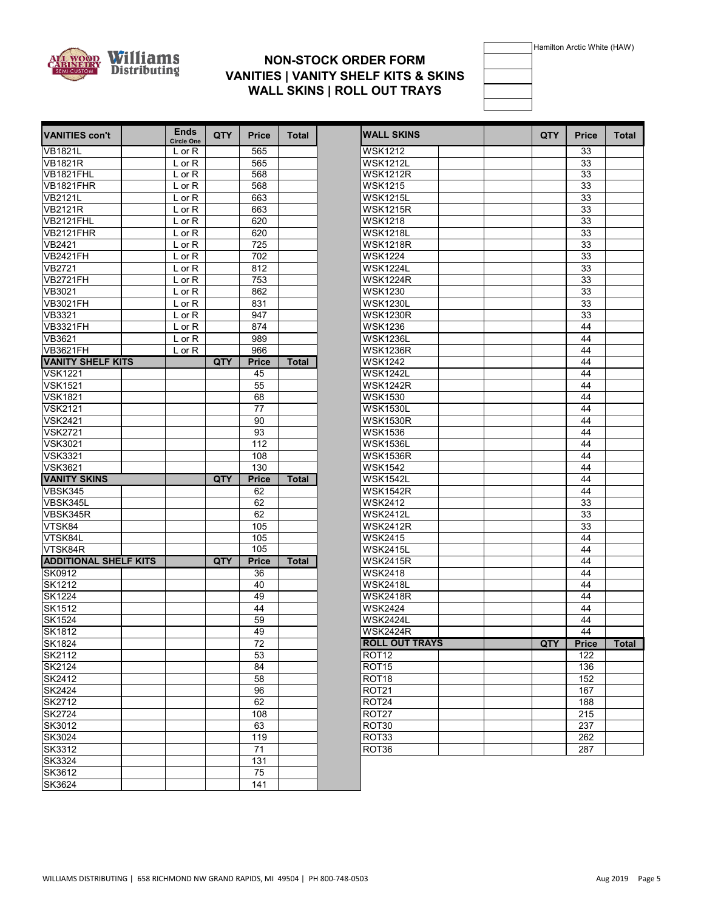# NON-STOCK ORDER FORM
## VANITIES | VANITY SHELF KITS & SKINS
## WALL SKINS | ROLL OUT TRAYS

| | |
|---|---|
| | Hamilton Arctic White (HAW) |
| | |
| | |
| | |

| VANITIES con't | | Ends (Circle One) | QTY | Price | Total |
|---|---|---|---|---|---|
| VB1821L | | L or R | | 565 | |
| VB1821R | | L or R | | 565 | |
| VB1821FHL | | L or R | | 568 | |
| VB1821FHR | | L or R | | 568 | |
| VB2121L | | L or R | | 663 | |
| VB2121R | | L or R | | 663 | |
| VB2121FHL | | L or R | | 620 | |
| VB2121FHR | | L or R | | 620 | |
| VB2421 | | L or R | | 725 | |
| VB2421FH | | L or R | | 702 | |
| VB2721 | | L or R | | 812 | |
| VB2721FH | | L or R | | 753 | |
| VB3021 | | L or R | | 862 | |
| VB3021FH | | L or R | | 831 | |
| VB3321 | | L or R | | 947 | |
| VB3321FH | | L or R | | 874 | |
| VB3621 | | L or R | | 989 | |
| VB3621FH | | L or R | | 966 | |
| **VANITY SHELF KITS** | | | **QTY** | **Price** | **Total** |
| VSK1221 | | | | 45 | |
| VSK1521 | | | | 55 | |
| VSK1821 | | | | 68 | |
| VSK2121 | | | | 77 | |
| VSK2421 | | | | 90 | |
| VSK2721 | | | | 93 | |
| VSK3021 | | | | 112 | |
| VSK3321 | | | | 108 | |
| VSK3621 | | | | 130 | |
| **VANITY SKINS** | | | **QTY** | **Price** | **Total** |
| VBSK345 | | | | 62 | |
| VBSK345L | | | | 62 | |
| VBSK345R | | | | 62 | |
| VTSK84 | | | | 105 | |
| VTSK84L | | | | 105 | |
| VTSK84R | | | | 105 | |
| **ADDITIONAL SHELF KITS** | | | **QTY** | **Price** | **Total** |
| SK0912 | | | | 36 | |
| SK1212 | | | | 40 | |
| SK1224 | | | | 49 | |
| SK1512 | | | | 44 | |
| SK1524 | | | | 59 | |
| SK1812 | | | | 49 | |
| SK1824 | | | | 72 | |
| SK2112 | | | | 53 | |
| SK2124 | | | | 84 | |
| SK2412 | | | | 58 | |
| SK2424 | | | | 96 | |
| SK2712 | | | | 62 | |
| SK2724 | | | | 108 | |
| SK3012 | | | | 63 | |
| SK3024 | | | | 119 | |
| SK3312 | | | | 71 | |
| SK3324 | | | | 131 | |
| SK3612 | | | | 75 | |
| SK3624 | | | | 141 | |

| WALL SKINS | | | QTY | Price | Total |
|---|---|---|---|---|---|
| WSK1212 | | | | 33 | |
| WSK1212L | | | | 33 | |
| WSK1212R | | | | 33 | |
| WSK1215 | | | | 33 | |
| WSK1215L | | | | 33 | |
| WSK1215R | | | | 33 | |
| WSK1218 | | | | 33 | |
| WSK1218L | | | | 33 | |
| WSK1218R | | | | 33 | |
| WSK1224 | | | | 33 | |
| WSK1224L | | | | 33 | |
| WSK1224R | | | | 33 | |
| WSK1230 | | | | 33 | |
| WSK1230L | | | | 33 | |
| WSK1230R | | | | 33 | |
| WSK1236 | | | | 44 | |
| WSK1236L | | | | 44 | |
| WSK1236R | | | | 44 | |
| WSK1242 | | | | 44 | |
| WSK1242L | | | | 44 | |
| WSK1242R | | | | 44 | |
| WSK1530 | | | | 44 | |
| WSK1530L | | | | 44 | |
| WSK1530R | | | | 44 | |
| WSK1536 | | | | 44 | |
| WSK1536L | | | | 44 | |
| WSK1536R | | | | 44 | |
| WSK1542 | | | | 44 | |
| WSK1542L | | | | 44 | |
| WSK1542R | | | | 44 | |
| WSK2412 | | | | 33 | |
| WSK2412L | | | | 33 | |
| WSK2412R | | | | 33 | |
| WSK2415 | | | | 44 | |
| WSK2415L | | | | 44 | |
| WSK2415R | | | | 44 | |
| WSK2418 | | | | 44 | |
| WSK2418L | | | | 44 | |
| WSK2418R | | | | 44 | |
| WSK2424 | | | | 44 | |
| WSK2424L | | | | 44 | |
| WSK2424R | | | | 44 | |
| **ROLL OUT TRAYS** | | | **QTY** | **Price** | **Total** |
| ROT12 | | | | 122 | |
| ROT15 | | | | 136 | |
| ROT18 | | | | 152 | |
| ROT21 | | | | 167 | |
| ROT24 | | | | 188 | |
| ROT27 | | | | 215 | |
| ROT30 | | | | 237 | |
| ROT33 | | | | 262 | |
| ROT36 | | | | 287 | |

WILLIAMS DISTRIBUTING | 658 RICHMOND NW GRAND RAPIDS, MI 49504 | PH 800-748-0503

Aug 2019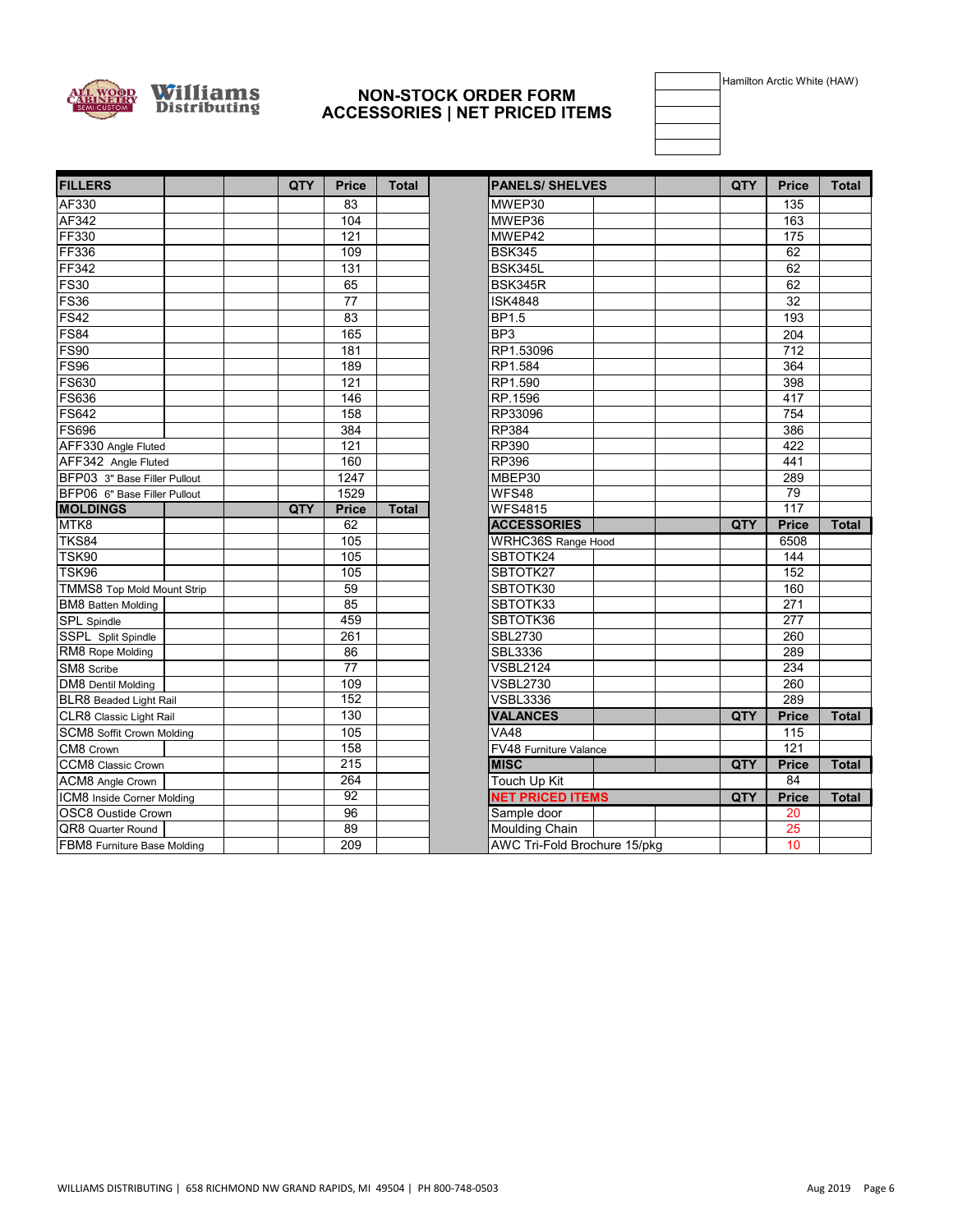# NON-STOCK ORDER FORM
## ACCESSORIES | NET PRICED ITEMS

Hamilton Arctic White (HAW)

| FILLERS | QTY | Price | Total |
|---|---|---|---|
| AF330 | | 83 | |
| AF342 | | 104 | |
| FF330 | | 121 | |
| FF336 | | 109 | |
| FF342 | | 131 | |
| FS30 | | 65 | |
| FS36 | | 77 | |
| FS42 | | 83 | |
| FS84 | | 165 | |
| FS90 | | 181 | |
| FS96 | | 189 | |
| FS630 | | 121 | |
| FS636 | | 146 | |
| FS642 | | 158 | |
| FS696 | | 384 | |
| AFF330 Angle Fluted | | 121 | |
| AFF342 Angle Fluted | | 160 | |
| BFP03 3" Base Filler Pullout | | 1247 | |
| BFP06 6" Base Filler Pullout | | 1529 | |

| MOLDINGS | QTY | Price | Total |
|---|---|---|---|
| MTK8 | | 62 | |
| TKS84 | | 105 | |
| TSK90 | | 105 | |
| TSK96 | | 105 | |
| TMMS8 Top Mold Mount Strip | | 59 | |
| BM8 Batten Molding | | 85 | |
| SPL Spindle | | 459 | |
| SSPL Split Spindle | | 261 | |
| RM8 Rope Molding | | 86 | |
| SM8 Scribe | | 77 | |
| DM8 Dentil Molding | | 109 | |
| BLR8 Beaded Light Rail | | 152 | |
| CLR8 Classic Light Rail | | 130 | |
| SCM8 Soffit Crown Molding | | 105 | |
| CM8 Crown | | 158 | |
| CCM8 Classic Crown | | 215 | |
| ACM8 Angle Crown | | 264 | |
| ICM8 Inside Corner Molding | | 92 | |
| OSC8 Ouside Crown | | 96 | |
| QR8 Quarter Round | | 89 | |
| FBM8 Furniture Base Molding | | 209 | |

| PANELS/ SHELVES | QTY | Price | Total |
|---|---|---|---|
| MWEP30 | | 135 | |
| MWEP36 | | 163 | |
| MWEP42 | | 175 | |
| BSK345 | | 62 | |
| BSK345L | | 62 | |
| BSK345R | | 62 | |
| ISK4848 | | 32 | |
| BP1.5 | | 193 | |
| BP3 | | 204 | |
| RP1.53096 | | 712 | |
| RP1.584 | | 364 | |
| RP1.590 | | 398 | |
| RP.1596 | | 417 | |
| RP33096 | | 754 | |
| RP384 | | 386 | |
| RP390 | | 422 | |
| RP396 | | 441 | |
| MBEP30 | | 289 | |
| WFS48 | | 79 | |
| WFS4815 | | 117 | |

| ACCESSORIES | QTY | Price | Total |
|---|---|---|---|
| WRHC36S Range Hood | | 6508 | |
| SBTOTK24 | | 144 | |
| SBTOTK27 | | 152 | |
| SBTOTK30 | | 160 | |
| SBTOTK33 | | 271 | |
| SBTOTK36 | | 277 | |
| SBL2730 | | 260 | |
| SBL3336 | | 289 | |
| VSBL2124 | | 234 | |
| VSBL2730 | | 260 | |
| VSBL3336 | | 289 | |

| VALANCES | QTY | Price | Total |
|---|---|---|---|
| VA48 | | 115 | |
| FV48 Furniture Valance | | 121 | |

| MISC | QTY | Price | Total |
|---|---|---|---|
| Touch Up Kit | | 84 | |

| NET PRICED ITEMS | QTY | Price | Total |
|---|---|---|---|
| Sample door | | 20 | |
| Moulding Chain | | 25 | |
| AWC Tri-Fold Brochure 15/pkg | | 10 | |

WILLIAMS DISTRIBUTING | 658 RICHMOND NW GRAND RAPIDS, MI 49504 | PH 800-748-0503

Aug 2019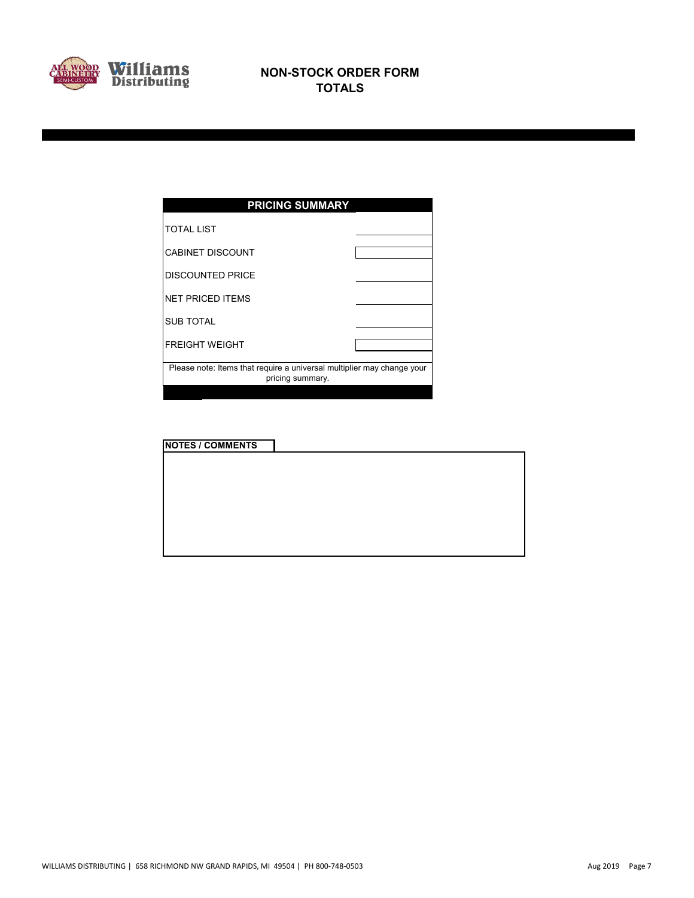# NON-STOCK ORDER FORM
## TOTALS

| PRICING SUMMARY | |
|---|---|
| TOTAL LIST | |
| CABINET DISCOUNT | |
| DISCOUNTED PRICE | |
| NET PRICED ITEMS | |
| SUB TOTAL | |
| FREIGHT WEIGHT | |

Please note: Items that require a universal multiplier may change your pricing summary.

**NOTES / COMMENTS**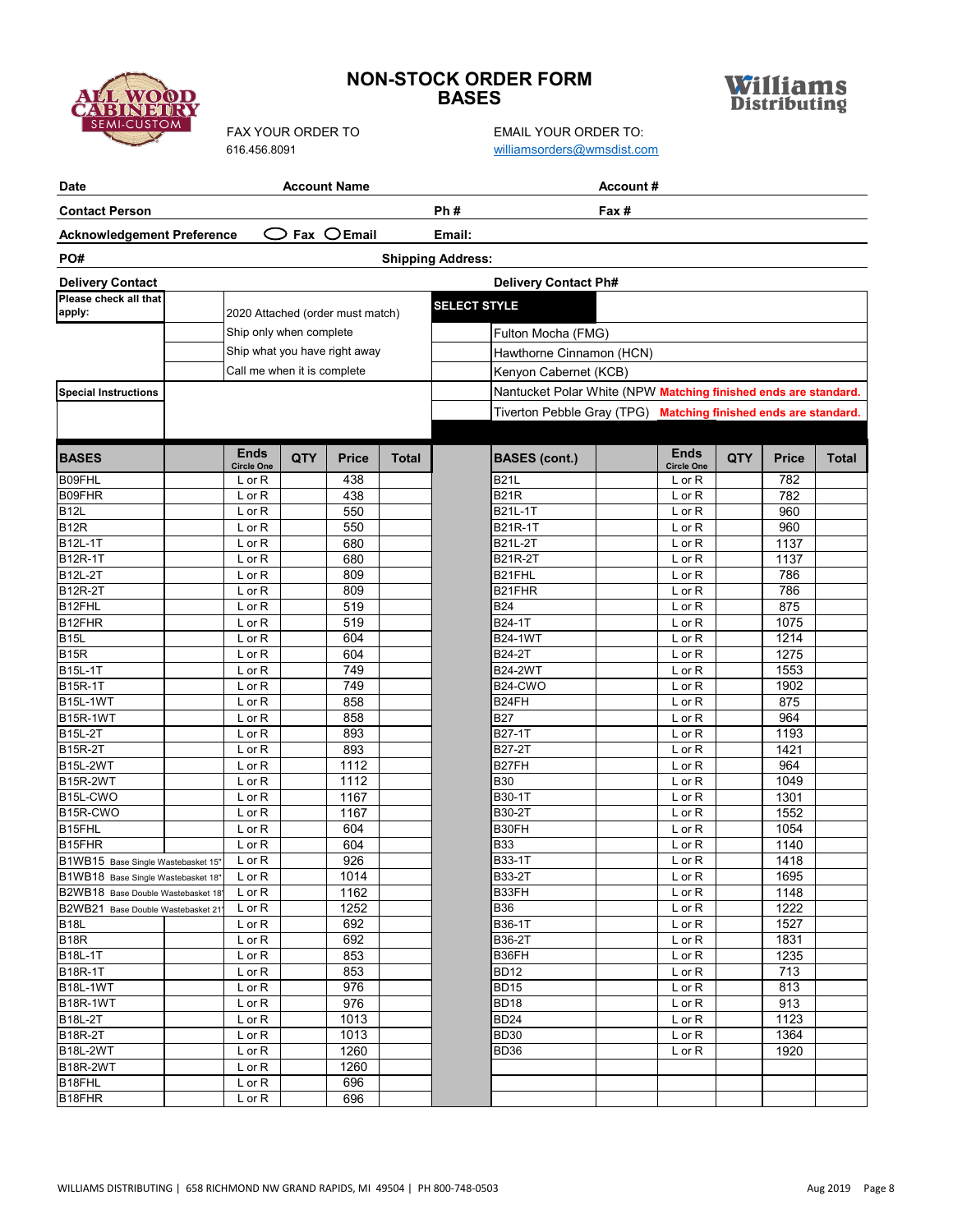# NON-STOCK ORDER FORM
## BASES

ALL WOOD CABINETRY SEMI-CUSTOM

Williams Distributing

FAX YOUR ORDER TO
616.456.8091

EMAIL YOUR ORDER TO:
williamsorders@wmsdist.com

| | | |
|---|---|---|
| **Date** | **Account Name** | **Account #** |
| **Contact Person** | **Ph #** | **Fax #** |
| **Acknowledgement Preference** ◯ Fax ◯ Email | **Email:** | |
| **PO#** | **Shipping Address:** | |
| **Delivery Contact** | **Delivery Contact Ph#** | |

| **Please check all that apply:** | | | **SELECT STYLE** |
|---|---|---|---|
| | | 2020 Attached (order must match) | |
| | | Ship only when complete | Fulton Mocha (FMG) |
| | | Ship what you have right away | Hawthorne Cinnamon (HCN) |
| | | Call me when it is complete | Kenyon Cabernet (KCB) |
| **Special Instructions** | | | Nantucket Polar White (NPW **Matching finished ends are standard.** |
| | | | Tiverton Pebble Gray (TPG) **Matching finished ends are standard.** |

| BASES | | Ends (Circle One) | QTY | Price | Total |
|---|---|---|---|---|---|
| B09FHL | | L or R | | 438 | |
| B09FHR | | L or R | | 438 | |
| B12L | | L or R | | 550 | |
| B12R | | L or R | | 550 | |
| B12L-1T | | L or R | | 680 | |
| B12R-1T | | L or R | | 680 | |
| B12L-2T | | L or R | | 809 | |
| B12R-2T | | L or R | | 809 | |
| B12FHL | | L or R | | 519 | |
| B12FHR | | L or R | | 519 | |
| B15L | | L or R | | 604 | |
| B15R | | L or R | | 604 | |
| B15L-1T | | L or R | | 749 | |
| B15R-1T | | L or R | | 749 | |
| B15L-1WT | | L or R | | 858 | |
| B15R-1WT | | L or R | | 858 | |
| B15L-2T | | L or R | | 893 | |
| B15R-2T | | L or R | | 893 | |
| B15L-2WT | | L or R | | 1112 | |
| B15R-2WT | | L or R | | 1112 | |
| B15L-CWO | | L or R | | 1167 | |
| B15R-CWO | | L or R | | 1167 | |
| B15FHL | | L or R | | 604 | |
| B15FHR | | L or R | | 604 | |
| B1WB15 Base Single Wastebasket 15" | | L or R | | 926 | |
| B1WB18 Base Single Wastebasket 18" | | L or R | | 1014 | |
| B2WB18 Base Double Wastebasket 18" | | L or R | | 1162 | |
| B2WB21 Base Double Wastebasket 21" | | L or R | | 1252 | |
| B18L | | L or R | | 692 | |
| B18R | | L or R | | 692 | |
| B18L-1T | | L or R | | 853 | |
| B18R-1T | | L or R | | 853 | |
| B18L-1WT | | L or R | | 976 | |
| B18R-1WT | | L or R | | 976 | |
| B18L-2T | | L or R | | 1013 | |
| B18R-2T | | L or R | | 1013 | |
| B18L-2WT | | L or R | | 1260 | |
| B18R-2WT | | L or R | | 1260 | |
| B18FHL | | L or R | | 696 | |
| B18FHR | | L or R | | 696 | |

| BASES (cont.) | | Ends (Circle One) | QTY | Price | Total |
|---|---|---|---|---|---|
| B21L | | L or R | | 782 | |
| B21R | | L or R | | 782 | |
| B21L-1T | | L or R | | 960 | |
| B21R-1T | | L or R | | 960 | |
| B21L-2T | | L or R | | 1137 | |
| B21R-2T | | L or R | | 1137 | |
| B21FHL | | L or R | | 786 | |
| B21FHR | | L or R | | 786 | |
| B24 | | L or R | | 875 | |
| B24-1T | | L or R | | 1075 | |
| B24-1WT | | L or R | | 1214 | |
| B24-2T | | L or R | | 1275 | |
| B24-2WT | | L or R | | 1553 | |
| B24-CWO | | L or R | | 1902 | |
| B24FH | | L or R | | 875 | |
| B27 | | L or R | | 964 | |
| B27-1T | | L or R | | 1193 | |
| B27-2T | | L or R | | 1421 | |
| B27FH | | L or R | | 964 | |
| B30 | | L or R | | 1049 | |
| B30-1T | | L or R | | 1301 | |
| B30-2T | | L or R | | 1552 | |
| B30FH | | L or R | | 1054 | |
| B33 | | L or R | | 1140 | |
| B33-1T | | L or R | | 1418 | |
| B33-2T | | L or R | | 1695 | |
| B33FH | | L or R | | 1148 | |
| B36 | | L or R | | 1222 | |
| B36-1T | | L or R | | 1527 | |
| B36-2T | | L or R | | 1831 | |
| B36FH | | L or R | | 1235 | |
| BD12 | | L or R | | 713 | |
| BD15 | | L or R | | 813 | |
| BD18 | | L or R | | 913 | |
| BD24 | | L or R | | 1123 | |
| BD30 | | L or R | | 1364 | |
| BD36 | | L or R | | 1920 | |

WILLIAMS DISTRIBUTING | 658 RICHMOND NW GRAND RAPIDS, MI 49504 | PH 800-748-0503

Aug 2019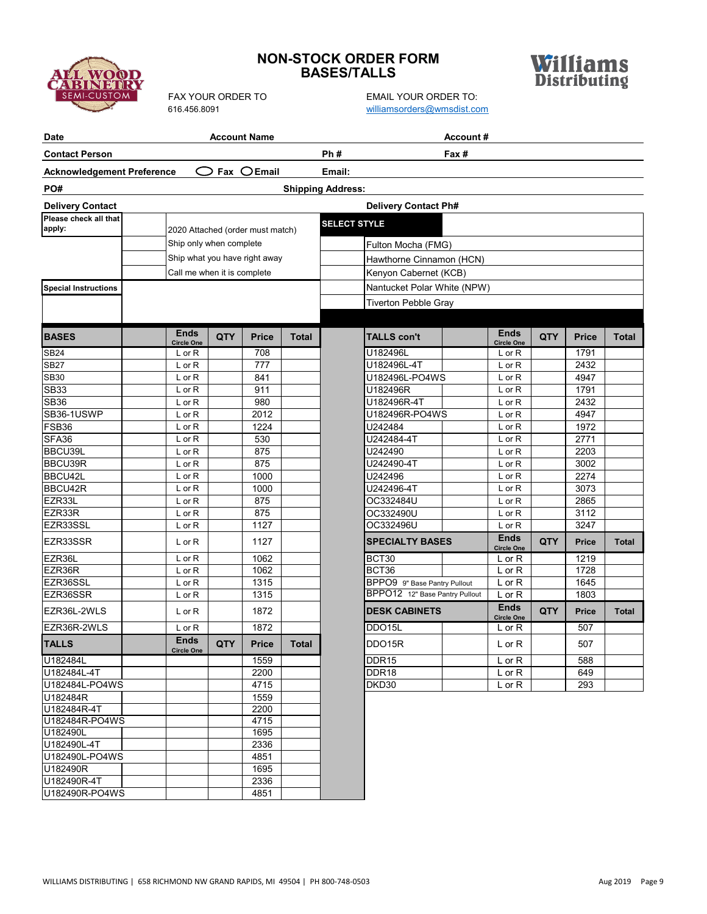# NON-STOCK ORDER FORM
## BASES/TALLS

FAX YOUR ORDER TO
616.456.8091

EMAIL YOUR ORDER TO:
williamsorders@wmsdist.com

| **Date** | **Account Name** | **Account #** |
|---|---|---|
| **Contact Person** | **Ph #** | **Fax #** |
| **Acknowledgement Preference** ○ Fax ○ Email | **Email:** | |
| **PO#** | **Shipping Address:** | |
| **Delivery Contact** | | **Delivery Contact Ph#** |

| Please check all that apply: | | | SELECT STYLE |
|---|---|---|---|
| | 2020 Attached (order must match) | | Fulton Mocha (FMG) |
| | Ship only when complete | | Hawthorne Cinnamon (HCN) |
| | Ship what you have right away | | Kenyon Cabernet (KCB) |
| | Call me when it is complete | | Nantucket Polar White (NPW) |
| **Special Instructions** | | | Tiverton Pebble Gray |

| BASES | | Ends (Circle One) | QTY | Price | Total |
|---|---|---|---|---|---|
| SB24 | | L or R | | 708 | |
| SB27 | | L or R | | 777 | |
| SB30 | | L or R | | 841 | |
| SB33 | | L or R | | 911 | |
| SB36 | | L or R | | 980 | |
| SB36-1USWP | | L or R | | 2012 | |
| FSB36 | | L or R | | 1224 | |
| SFA36 | | L or R | | 530 | |
| BBCU39L | | L or R | | 875 | |
| BBCU39R | | L or R | | 875 | |
| BBCU42L | | L or R | | 1000 | |
| BBCU42R | | L or R | | 1000 | |
| EZR33L | | L or R | | 875 | |
| EZR33R | | L or R | | 875 | |
| EZR33SSL | | L or R | | 1127 | |
| EZR33SSR | | L or R | | 1127 | |
| EZR36L | | L or R | | 1062 | |
| EZR36R | | L or R | | 1062 | |
| EZR36SSL | | L or R | | 1315 | |
| EZR36SSR | | L or R | | 1315 | |
| EZR36L-2WLS | | L or R | | 1872 | |
| EZR36R-2WLS | | L or R | | 1872 | |

| TALLS | | Ends (Circle One) | QTY | Price | Total |
|---|---|---|---|---|---|
| U182484L | | | | 1559 | |
| U182484L-4T | | | | 2200 | |
| U182484L-PO4WS | | | | 4715 | |
| U182484R | | | | 1559 | |
| U182484R-4T | | | | 2200 | |
| U182484R-PO4WS | | | | 4715 | |
| U182490L | | | | 1695 | |
| U182490L-4T | | | | 2336 | |
| U182490L-PO4WS | | | | 4851 | |
| U182490R | | | | 1695 | |
| U182490R-4T | | | | 2336 | |
| U182490R-PO4WS | | | | 4851 | |

| TALLS con't | | Ends (Circle One) | QTY | Price | Total |
|---|---|---|---|---|---|
| U182496L | | L or R | | 1791 | |
| U182496L-4T | | L or R | | 2432 | |
| U182496L-PO4WS | | L or R | | 4947 | |
| U182496R | | L or R | | 1791 | |
| U182496R-4T | | L or R | | 2432 | |
| U182496R-PO4WS | | L or R | | 4947 | |
| U242484 | | L or R | | 1972 | |
| U242484-4T | | L or R | | 2771 | |
| U242490 | | L or R | | 2203 | |
| U242490-4T | | L or R | | 3002 | |
| U242496 | | L or R | | 2274 | |
| U242496-4T | | L or R | | 3073 | |
| OC332484U | | L or R | | 2865 | |
| OC332490U | | L or R | | 3112 | |
| OC332496U | | L or R | | 3247 | |

| SPECIALTY BASES | | Ends (Circle One) | QTY | Price | Total |
|---|---|---|---|---|---|
| BCT30 | | L or R | | 1219 | |
| BCT36 | | L or R | | 1728 | |
| BPPO9 9" Base Pantry Pullout | | L or R | | 1645 | |
| BPPO12 12" Base Pantry Pullout | | L or R | | 1803 | |

| DESK CABINETS | | Ends (Circle One) | QTY | Price | Total |
|---|---|---|---|---|---|
| DDO15L | | L or R | | 507 | |
| DDO15R | | L or R | | 507 | |
| DDR15 | | L or R | | 588 | |
| DDR18 | | L or R | | 649 | |
| DKD30 | | L or R | | 293 | |

WILLIAMS DISTRIBUTING | 658 RICHMOND NW GRAND RAPIDS, MI 49504 | PH 800-748-0503

Aug 2019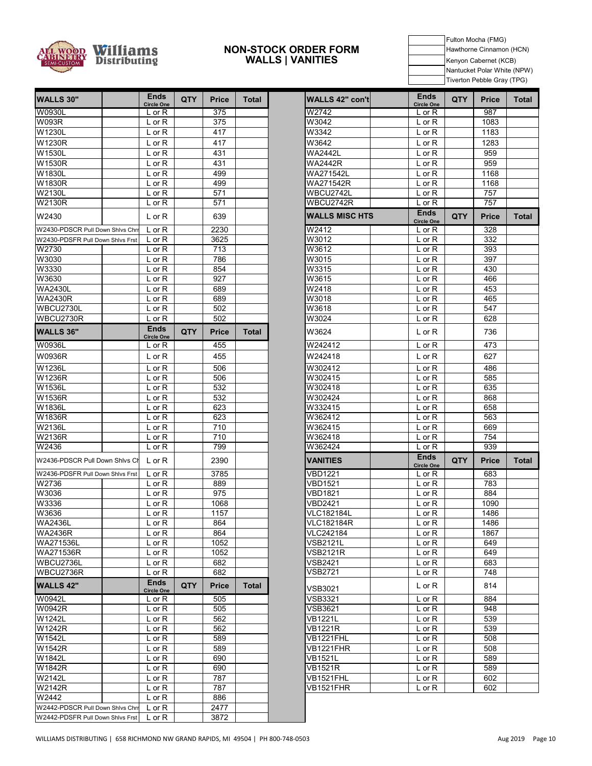# NON-STOCK ORDER FORM
## WALLS | VANITIES

| | |
|---|---|
| | Fulton Mocha (FMG) |
| | Hawthorne Cinnamon (HCN) |
| | Kenyon Cabernet (KCB) |
| | Nantucket Polar White (NPW) |
| | Tiverton Pebble Gray (TPG) |

| WALLS 30" | | Ends Circle One | QTY | Price | Total |
|---|---|---|---|---|---|
| W0930L | | L or R | | 375 | |
| W093R | | L or R | | 375 | |
| W1230L | | L or R | | 417 | |
| W1230R | | L or R | | 417 | |
| W1530L | | L or R | | 431 | |
| W1530R | | L or R | | 431 | |
| W1830L | | L or R | | 499 | |
| W1830R | | L or R | | 499 | |
| W2130L | | L or R | | 571 | |
| W2130R | | L or R | | 571 | |
| W2430 | | L or R | | 639 | |
| W2430-PDSCR Pull Down Shlvs Chrr | | L or R | | 2230 | |
| W2430-PDSFR Pull Down Shlvs Frst | | L or R | | 3625 | |
| W2730 | | L or R | | 713 | |
| W3030 | | L or R | | 786 | |
| W3330 | | L or R | | 854 | |
| W3630 | | L or R | | 927 | |
| WA2430L | | L or R | | 689 | |
| WA2430R | | L or R | | 689 | |
| WBCU2730L | | L or R | | 502 | |
| WBCU2730R | | L or R | | 502 | |

| WALLS 36" | | Ends Circle One | QTY | Price | Total |
|---|---|---|---|---|---|
| W0936L | | L or R | | 455 | |
| W0936R | | L or R | | 455 | |
| W1236L | | L or R | | 506 | |
| W1236R | | L or R | | 506 | |
| W1536L | | L or R | | 532 | |
| W1536R | | L or R | | 532 | |
| W1836L | | L or R | | 623 | |
| W1836R | | L or R | | 623 | |
| W2136L | | L or R | | 710 | |
| W2136R | | L or R | | 710 | |
| W2436 | | L or R | | 799 | |
| W2436-PDSCR Pull Down Shlvs Ch | | L or R | | 2390 | |
| W2436-PDSFR Pull Down Shlvs Frst | | L or R | | 3785 | |
| W2736 | | L or R | | 889 | |
| W3036 | | L or R | | 975 | |
| W3336 | | L or R | | 1068 | |
| W3636 | | L or R | | 1157 | |
| WA2436L | | L or R | | 864 | |
| WA2436R | | L or R | | 864 | |
| WA271536L | | L or R | | 1052 | |
| WA271536R | | L or R | | 1052 | |
| WBCU2736L | | L or R | | 682 | |
| WBCU2736R | | L or R | | 682 | |

| WALLS 42" | | Ends Circle One | QTY | Price | Total |
|---|---|---|---|---|---|
| W0942L | | L or R | | 505 | |
| W0942R | | L or R | | 505 | |
| W1242L | | L or R | | 562 | |
| W1242R | | L or R | | 562 | |
| W1542L | | L or R | | 589 | |
| W1542R | | L or R | | 589 | |
| W1842L | | L or R | | 690 | |
| W1842R | | L or R | | 690 | |
| W2142L | | L or R | | 787 | |
| W2142R | | L or R | | 787 | |
| W2442 | | L or R | | 886 | |
| W2442-PDSCR Pull Down Shlvs Chrr | | L or R | | 2477 | |
| W2442-PDSFR Pull Down Shlvs Frst | | L or R | | 3872 | |

| WALLS 42" con't | | Ends Circle One | QTY | Price | Total |
|---|---|---|---|---|---|
| W2742 | | L or R | | 987 | |
| W3042 | | L or R | | 1083 | |
| W3342 | | L or R | | 1183 | |
| W3642 | | L or R | | 1283 | |
| WA2442L | | L or R | | 959 | |
| WA2442R | | L or R | | 959 | |
| WA271542L | | L or R | | 1168 | |
| WA271542R | | L or R | | 1168 | |
| WBCU2742L | | L or R | | 757 | |
| WBCU2742R | | L or R | | 757 | |

| WALLS MISC HTS | | Ends Circle One | QTY | Price | Total |
|---|---|---|---|---|---|
| W2412 | | L or R | | 328 | |
| W3012 | | L or R | | 332 | |
| W3612 | | L or R | | 393 | |
| W3015 | | L or R | | 397 | |
| W3315 | | L or R | | 430 | |
| W3615 | | L or R | | 466 | |
| W2418 | | L or R | | 453 | |
| W3018 | | L or R | | 465 | |
| W3618 | | L or R | | 547 | |
| W3024 | | L or R | | 628 | |
| W3624 | | L or R | | 736 | |
| W242412 | | L or R | | 473 | |
| W242418 | | L or R | | 627 | |
| W302412 | | L or R | | 486 | |
| W302415 | | L or R | | 585 | |
| W302418 | | L or R | | 635 | |
| W302424 | | L or R | | 868 | |
| W332415 | | L or R | | 658 | |
| W362412 | | L or R | | 563 | |
| W362415 | | L or R | | 669 | |
| W362418 | | L or R | | 754 | |
| W362424 | | L or R | | 939 | |

| VANITIES | | Ends Circle One | QTY | Price | Total |
|---|---|---|---|---|---|
| VBD1221 | | L or R | | 683 | |
| VBD1521 | | L or R | | 783 | |
| VBD1821 | | L or R | | 884 | |
| VBD2421 | | L or R | | 1090 | |
| VLC182184L | | L or R | | 1486 | |
| VLC182184R | | L or R | | 1486 | |
| VLC242184 | | L or R | | 1867 | |
| VSB2121L | | L or R | | 649 | |
| VSB2121R | | L or R | | 649 | |
| VSB2421 | | L or R | | 683 | |
| VSB2721 | | L or R | | 748 | |
| VSB3021 | | L or R | | 814 | |
| VSB3321 | | L or R | | 884 | |
| VSB3621 | | L or R | | 948 | |
| VB1221L | | L or R | | 539 | |
| VB1221R | | L or R | | 539 | |
| VB1221FHL | | L or R | | 508 | |
| VB1221FHR | | L or R | | 508 | |
| VB1521L | | L or R | | 589 | |
| VB1521R | | L or R | | 589 | |
| VB1521FHL | | L or R | | 602 | |
| VB1521FHR | | L or R | | 602 | |

WILLIAMS DISTRIBUTING | 658 RICHMOND NW GRAND RAPIDS, MI 49504 | PH 800-748-0503

Aug 2019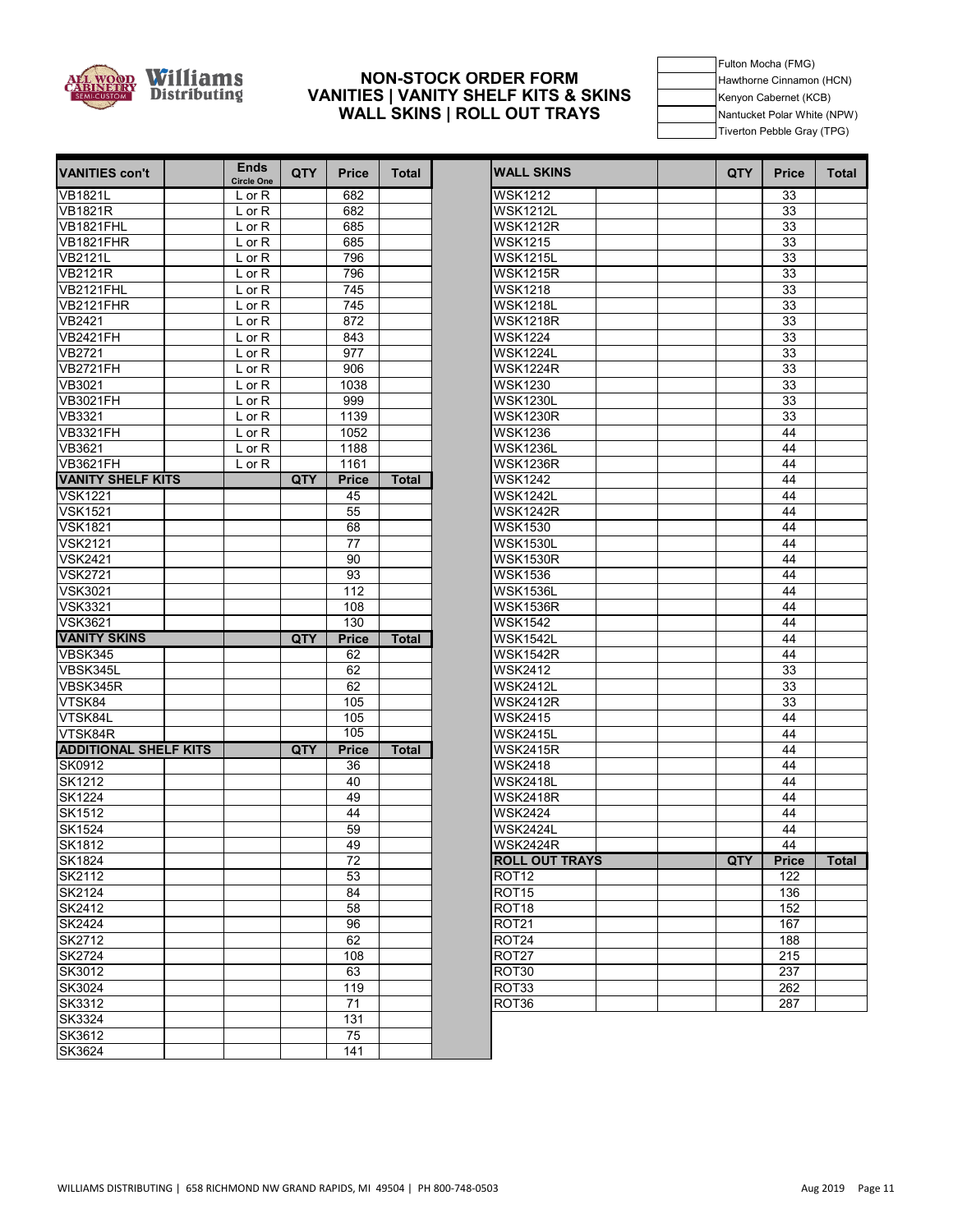# NON-STOCK ORDER FORM
## VANITIES | VANITY SHELF KITS & SKINS
## WALL SKINS | ROLL OUT TRAYS

| | |
|---|---|
| | Fulton Mocha (FMG) |
| | Hawthorne Cinnamon (HCN) |
| | Kenyon Cabernet (KCB) |
| | Nantucket Polar White (NPW) |
| | Tiverton Pebble Gray (TPG) |

| VANITIES con't | | Ends Circle One | QTY | Price | Total |
|---|---|---|---|---|---|
| VB1821L | | L or R | | 682 | |
| VB1821R | | L or R | | 682 | |
| VB1821FHL | | L or R | | 685 | |
| VB1821FHR | | L or R | | 685 | |
| VB2121L | | L or R | | 796 | |
| VB2121R | | L or R | | 796 | |
| VB2121FHL | | L or R | | 745 | |
| VB2121FHR | | L or R | | 745 | |
| VB2421 | | L or R | | 872 | |
| VB2421FH | | L or R | | 843 | |
| VB2721 | | L or R | | 977 | |
| VB2721FH | | L or R | | 906 | |
| VB3021 | | L or R | | 1038 | |
| VB3021FH | | L or R | | 999 | |
| VB3321 | | L or R | | 1139 | |
| VB3321FH | | L or R | | 1052 | |
| VB3621 | | L or R | | 1188 | |
| VB3621FH | | L or R | | 1161 | |
| **VANITY SHELF KITS** | | | **QTY** | **Price** | **Total** |
| VSK1221 | | | | 45 | |
| VSK1521 | | | | 55 | |
| VSK1821 | | | | 68 | |
| VSK2121 | | | | 77 | |
| VSK2421 | | | | 90 | |
| VSK2721 | | | | 93 | |
| VSK3021 | | | | 112 | |
| VSK3321 | | | | 108 | |
| VSK3621 | | | | 130 | |
| **VANITY SKINS** | | | **QTY** | **Price** | **Total** |
| VBSK345 | | | | 62 | |
| VBSK345L | | | | 62 | |
| VBSK345R | | | | 62 | |
| VTSK84 | | | | 105 | |
| VTSK84L | | | | 105 | |
| VTSK84R | | | | 105 | |
| **ADDITIONAL SHELF KITS** | | | **QTY** | **Price** | **Total** |
| SK0912 | | | | 36 | |
| SK1212 | | | | 40 | |
| SK1224 | | | | 49 | |
| SK1512 | | | | 44 | |
| SK1524 | | | | 59 | |
| SK1812 | | | | 49 | |
| SK1824 | | | | 72 | |
| SK2112 | | | | 53 | |
| SK2124 | | | | 84 | |
| SK2412 | | | | 58 | |
| SK2424 | | | | 96 | |
| SK2712 | | | | 62 | |
| SK2724 | | | | 108 | |
| SK3012 | | | | 63 | |
| SK3024 | | | | 119 | |
| SK3312 | | | | 71 | |
| SK3324 | | | | 131 | |
| SK3612 | | | | 75 | |
| SK3624 | | | | 141 | |

| WALL SKINS | | | QTY | Price | Total |
|---|---|---|---|---|---|
| WSK1212 | | | | 33 | |
| WSK1212L | | | | 33 | |
| WSK1212R | | | | 33 | |
| WSK1215 | | | | 33 | |
| WSK1215L | | | | 33 | |
| WSK1215R | | | | 33 | |
| WSK1218 | | | | 33 | |
| WSK1218L | | | | 33 | |
| WSK1218R | | | | 33 | |
| WSK1224 | | | | 33 | |
| WSK1224L | | | | 33 | |
| WSK1224R | | | | 33 | |
| WSK1230 | | | | 33 | |
| WSK1230L | | | | 33 | |
| WSK1230R | | | | 33 | |
| WSK1236 | | | | 44 | |
| WSK1236L | | | | 44 | |
| WSK1236R | | | | 44 | |
| WSK1242 | | | | 44 | |
| WSK1242L | | | | 44 | |
| WSK1242R | | | | 44 | |
| WSK1530 | | | | 44 | |
| WSK1530L | | | | 44 | |
| WSK1530R | | | | 44 | |
| WSK1536 | | | | 44 | |
| WSK1536L | | | | 44 | |
| WSK1536R | | | | 44 | |
| WSK1542 | | | | 44 | |
| WSK1542L | | | | 44 | |
| WSK1542R | | | | 44 | |
| WSK2412 | | | | 33 | |
| WSK2412L | | | | 33 | |
| WSK2412R | | | | 33 | |
| WSK2415 | | | | 44 | |
| WSK2415L | | | | 44 | |
| WSK2415R | | | | 44 | |
| WSK2418 | | | | 44 | |
| WSK2418L | | | | 44 | |
| WSK2418R | | | | 44 | |
| WSK2424 | | | | 44 | |
| WSK2424L | | | | 44 | |
| WSK2424R | | | | 44 | |
| **ROLL OUT TRAYS** | | | **QTY** | **Price** | **Total** |
| ROT12 | | | | 122 | |
| ROT15 | | | | 136 | |
| ROT18 | | | | 152 | |
| ROT21 | | | | 167 | |
| ROT24 | | | | 188 | |
| ROT27 | | | | 215 | |
| ROT30 | | | | 237 | |
| ROT33 | | | | 262 | |
| ROT36 | | | | 287 | |

WILLIAMS DISTRIBUTING | 658 RICHMOND NW GRAND RAPIDS, MI 49504 | PH 800-748-0503

Aug 2019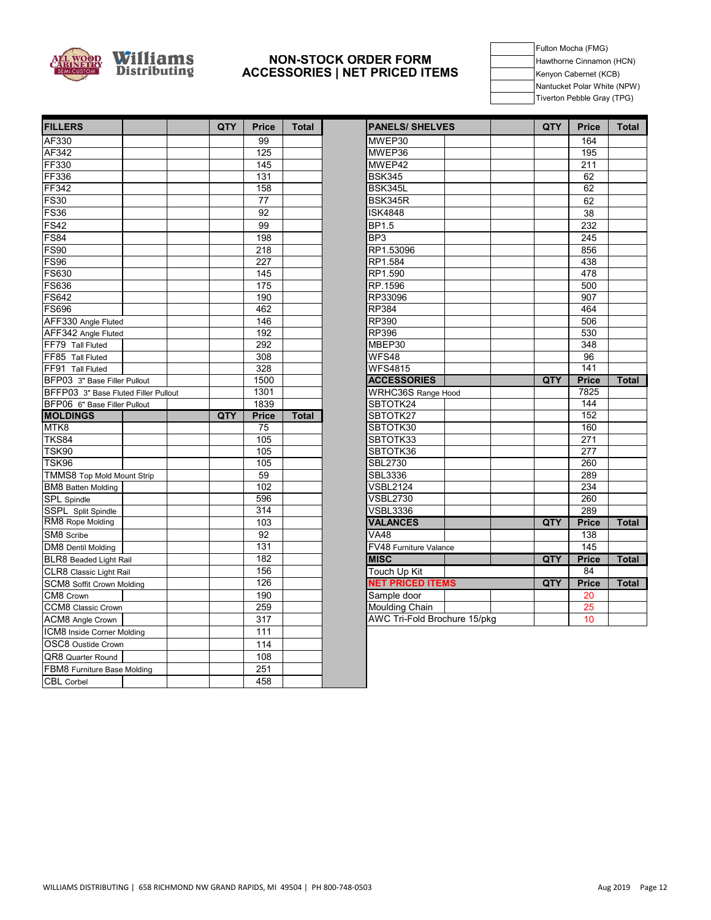**Williams Distributing**

## NON-STOCK ORDER FORM
## ACCESSORIES | NET PRICED ITEMS

| | |
|---|---|
| | Fulton Mocha (FMG) |
| | Hawthorne Cinnamon (HCN) |
| | Kenyon Cabernet (KCB) |
| | Nantucket Polar White (NPW) |
| | Tiverton Pebble Gray (TPG) |

| FILLERS | QTY | Price | Total |
|---|---|---|---|
| AF330 | | 99 | |
| AF342 | | 125 | |
| FF330 | | 145 | |
| FF336 | | 131 | |
| FF342 | | 158 | |
| FS30 | | 77 | |
| FS36 | | 92 | |
| FS42 | | 99 | |
| FS84 | | 198 | |
| FS90 | | 218 | |
| FS96 | | 227 | |
| FS630 | | 145 | |
| FS636 | | 175 | |
| FS642 | | 190 | |
| FS696 | | 462 | |
| AFF330 Angle Fluted | | 146 | |
| AFF342 Angle Fluted | | 192 | |
| FF79 Tall Fluted | | 292 | |
| FF85 Tall Fluted | | 308 | |
| FF91 Tall Fluted | | 328 | |
| BFP03 3" Base Filler Pullout | | 1500 | |
| BFFP03 3" Base Fluted Filler Pullout | | 1301 | |
| BFP06 6" Base Filler Pullout | | 1839 | |

| MOLDINGS | QTY | Price | Total |
|---|---|---|---|
| MTK8 | | 75 | |
| TKS84 | | 105 | |
| TSK90 | | 105 | |
| TSK96 | | 105 | |
| TMMS8 Top Mold Mount Strip | | 59 | |
| BM8 Batten Molding | | 102 | |
| SPL Spindle | | 596 | |
| SSPL Split Spindle | | 314 | |
| RM8 Rope Molding | | 103 | |
| SM8 Scribe | | 92 | |
| DM8 Dentil Molding | | 131 | |
| BLR8 Beaded Light Rail | | 182 | |
| CLR8 Classic Light Rail | | 156 | |
| SCM8 Soffit Crown Molding | | 126 | |
| CM8 Crown | | 190 | |
| CCM8 Classic Crown | | 259 | |
| ACM8 Angle Crown | | 317 | |
| ICM8 Inside Corner Molding | | 111 | |
| OSC8 Oustide Crown | | 114 | |
| QR8 Quarter Round | | 108 | |
| FBM8 Furniture Base Molding | | 251 | |
| CBL Corbel | | 458 | |

| PANELS/ SHELVES | QTY | Price | Total |
|---|---|---|---|
| MWEP30 | | 164 | |
| MWEP36 | | 195 | |
| MWEP42 | | 211 | |
| BSK345 | | 62 | |
| BSK345L | | 62 | |
| BSK345R | | 62 | |
| ISK4848 | | 38 | |
| BP1.5 | | 232 | |
| BP3 | | 245 | |
| RP1.53096 | | 856 | |
| RP1.584 | | 438 | |
| RP1.590 | | 478 | |
| RP.1596 | | 500 | |
| RP33096 | | 907 | |
| RP384 | | 464 | |
| RP390 | | 506 | |
| RP396 | | 530 | |
| MBEP30 | | 348 | |
| WFS48 | | 96 | |
| WFS4815 | | 141 | |

| ACCESSORIES | QTY | Price | Total |
|---|---|---|---|
| WRHC36S Range Hood | | 7825 | |
| SBTOTK24 | | 144 | |
| SBTOTK27 | | 152 | |
| SBTOTK30 | | 160 | |
| SBTOTK33 | | 271 | |
| SBTOTK36 | | 277 | |
| SBL2730 | | 260 | |
| SBL3336 | | 289 | |
| VSBL2124 | | 234 | |
| VSBL2730 | | 260 | |
| VSBL3336 | | 289 | |

| VALANCES | QTY | Price | Total |
|---|---|---|---|
| VA48 | | 138 | |
| FV48 Furniture Valance | | 145 | |

| MISC | QTY | Price | Total |
|---|---|---|---|
| Touch Up Kit | | 84 | |

| NET PRICED ITEMS | QTY | Price | Total |
|---|---|---|---|
| Sample door | | 20 | |
| Moulding Chain | | 25 | |
| AWC Tri-Fold Brochure 15/pkg | | 10 | |

WILLIAMS DISTRIBUTING | 658 RICHMOND NW GRAND RAPIDS, MI 49504 | PH 800-748-0503

Aug 2019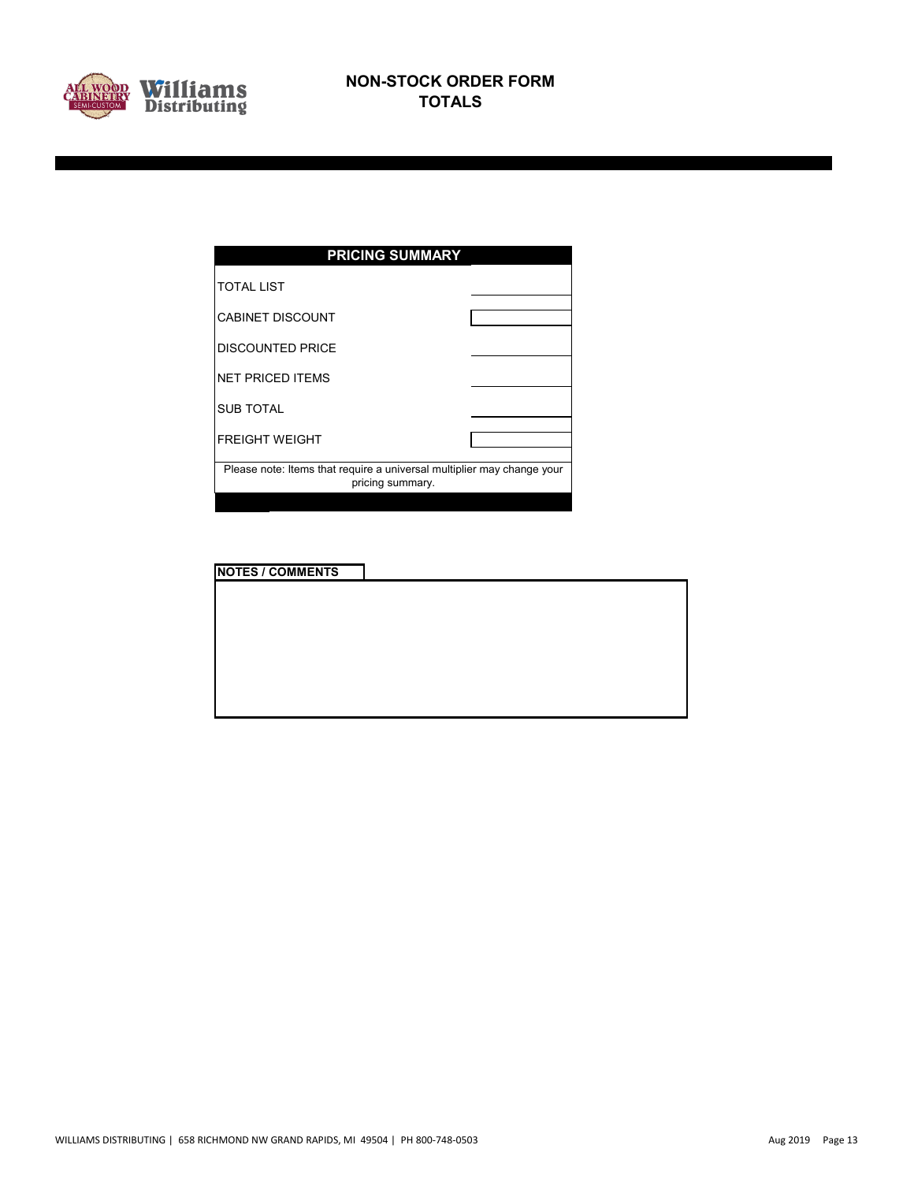# NON-STOCK ORDER FORM
## TOTALS

| PRICING SUMMARY | |
|---|---|
| TOTAL LIST | |
| CABINET DISCOUNT | |
| DISCOUNTED PRICE | |
| NET PRICED ITEMS | |
| SUB TOTAL | |
| FREIGHT WEIGHT | |

Please note: Items that require a universal multiplier may change your pricing summary.

**NOTES / COMMENTS**

WILLIAMS DISTRIBUTING | 658 RICHMOND NW GRAND RAPIDS, MI 49504 | PH 800-748-0503

Aug 2019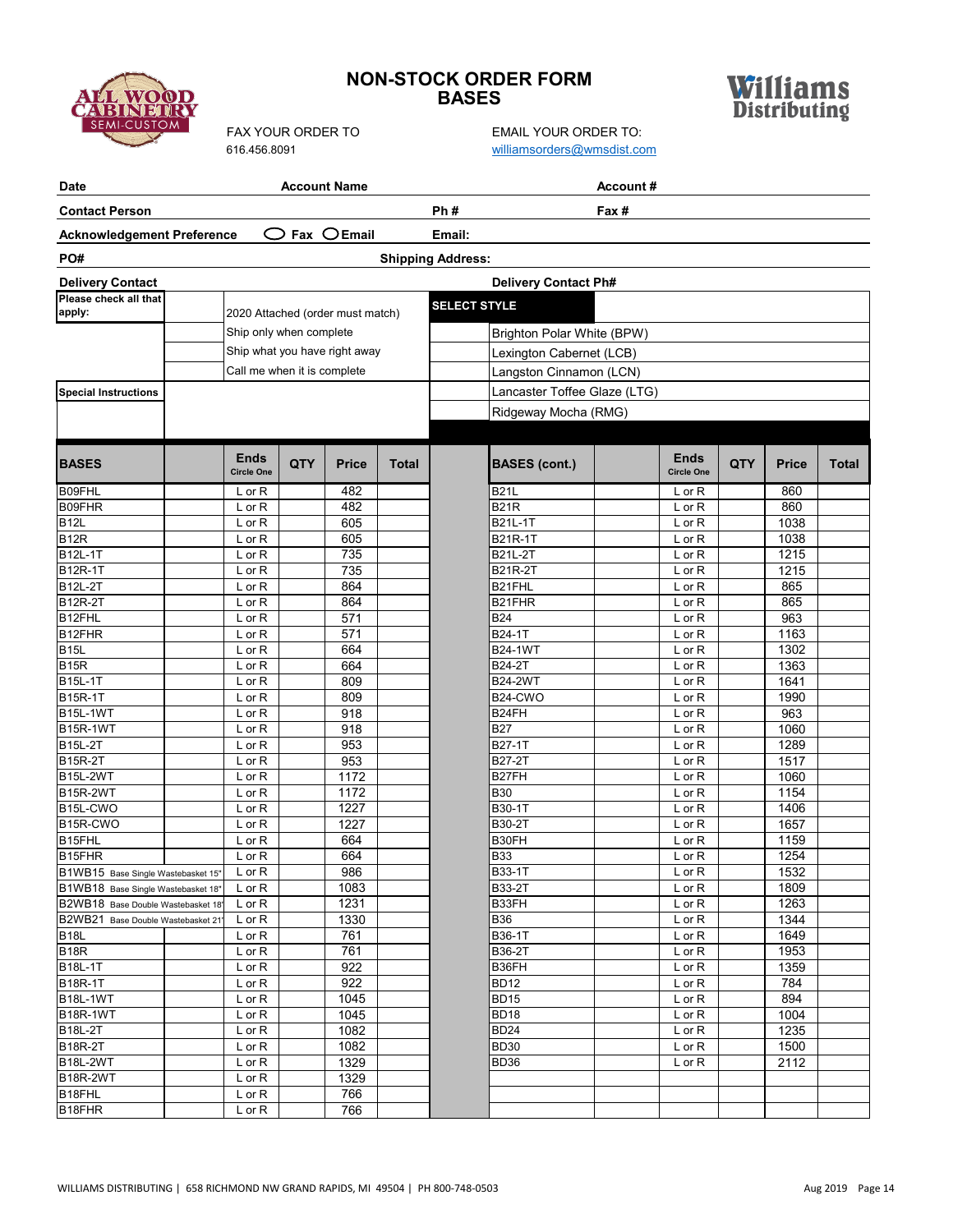# NON-STOCK ORDER FORM
## BASES

ALL WOOD CABINETRY SEMI-CUSTOM

Williams Distributing

FAX YOUR ORDER TO
616.456.8091

EMAIL YOUR ORDER TO:
williamsorders@wmsdist.com

| Date | Account Name | Account # |
|---|---|---|
| **Contact Person** | **Ph #** | **Fax #** |
| **Acknowledgement Preference** ○ Fax ○ Email | **Email:** | |
| **PO#** | **Shipping Address:** | |
| **Delivery Contact** | **Delivery Contact Ph#** | |

| Please check all that apply: | | | SELECT STYLE |
|---|---|---|---|
| | | 2020 Attached (order must match) | |
| | | Ship only when complete | Brighton Polar White (BPW) |
| | | Ship what you have right away | Lexington Cabernet (LCB) |
| | | Call me when it is complete | Langston Cinnamon (LCN) |
| **Special Instructions** | | | Lancaster Toffee Glaze (LTG) |
| | | | Ridgeway Mocha (RMG) |

| BASES | Ends Circle One | QTY | Price | Total | BASES (cont.) | Ends Circle One | QTY | Price | Total |
|---|---|---|---|---|---|---|---|---|---|
| B09FHL | L or R | | 482 | | B21L | L or R | | 860 | |
| B09FHR | L or R | | 482 | | B21R | L or R | | 860 | |
| B12L | L or R | | 605 | | B21L-1T | L or R | | 1038 | |
| B12R | L or R | | 605 | | B21R-1T | L or R | | 1038 | |
| B12L-1T | L or R | | 735 | | B21L-2T | L or R | | 1215 | |
| B12R-1T | L or R | | 735 | | B21R-2T | L or R | | 1215 | |
| B12L-2T | L or R | | 864 | | B21FHL | L or R | | 865 | |
| B12R-2T | L or R | | 864 | | B21FHR | L or R | | 865 | |
| B12FHL | L or R | | 571 | | B24 | L or R | | 963 | |
| B12FHR | L or R | | 571 | | B24-1T | L or R | | 1163 | |
| B15L | L or R | | 664 | | B24-1WT | L or R | | 1302 | |
| B15R | L or R | | 664 | | B24-2T | L or R | | 1363 | |
| B15L-1T | L or R | | 809 | | B24-2WT | L or R | | 1641 | |
| B15R-1T | L or R | | 809 | | B24-CWO | L or R | | 1990 | |
| B15L-1WT | L or R | | 918 | | B24FH | L or R | | 963 | |
| B15R-1WT | L or R | | 918 | | B27 | L or R | | 1060 | |
| B15L-2T | L or R | | 953 | | B27-1T | L or R | | 1289 | |
| B15R-2T | L or R | | 953 | | B27-2T | L or R | | 1517 | |
| B15L-2WT | L or R | | 1172 | | B27FH | L or R | | 1060 | |
| B15R-2WT | L or R | | 1172 | | B30 | L or R | | 1154 | |
| B15L-CWO | L or R | | 1227 | | B30-1T | L or R | | 1406 | |
| B15R-CWO | L or R | | 1227 | | B30-2T | L or R | | 1657 | |
| B15FHL | L or R | | 664 | | B30FH | L or R | | 1159 | |
| B15FHR | L or R | | 664 | | B33 | L or R | | 1254 | |
| B1WB15 Base Single Wastebasket 15" | L or R | | 986 | | B33-1T | L or R | | 1532 | |
| B1WB18 Base Single Wastebasket 18" | L or R | | 1083 | | B33-2T | L or R | | 1809 | |
| B2WB18 Base Double Wastebasket 18" | L or R | | 1231 | | B33FH | L or R | | 1263 | |
| B2WB21 Base Double Wastebasket 21" | L or R | | 1330 | | B36 | L or R | | 1344 | |
| B18L | L or R | | 761 | | B36-1T | L or R | | 1649 | |
| B18R | L or R | | 761 | | B36-2T | L or R | | 1953 | |
| B18L-1T | L or R | | 922 | | B36FH | L or R | | 1359 | |
| B18R-1T | L or R | | 922 | | BD12 | L or R | | 784 | |
| B18L-1WT | L or R | | 1045 | | BD15 | L or R | | 894 | |
| B18R-1WT | L or R | | 1045 | | BD18 | L or R | | 1004 | |
| B18L-2T | L or R | | 1082 | | BD24 | L or R | | 1235 | |
| B18R-2T | L or R | | 1082 | | BD30 | L or R | | 1500 | |
| B18L-2WT | L or R | | 1329 | | BD36 | L or R | | 2112 | |
| B18R-2WT | L or R | | 1329 | | | | | | |
| B18FHL | L or R | | 766 | | | | | | |
| B18FHR | L or R | | 766 | | | | | | |

WILLIAMS DISTRIBUTING | 658 RICHMOND NW GRAND RAPIDS, MI 49504 | PH 800-748-0503

Aug 2019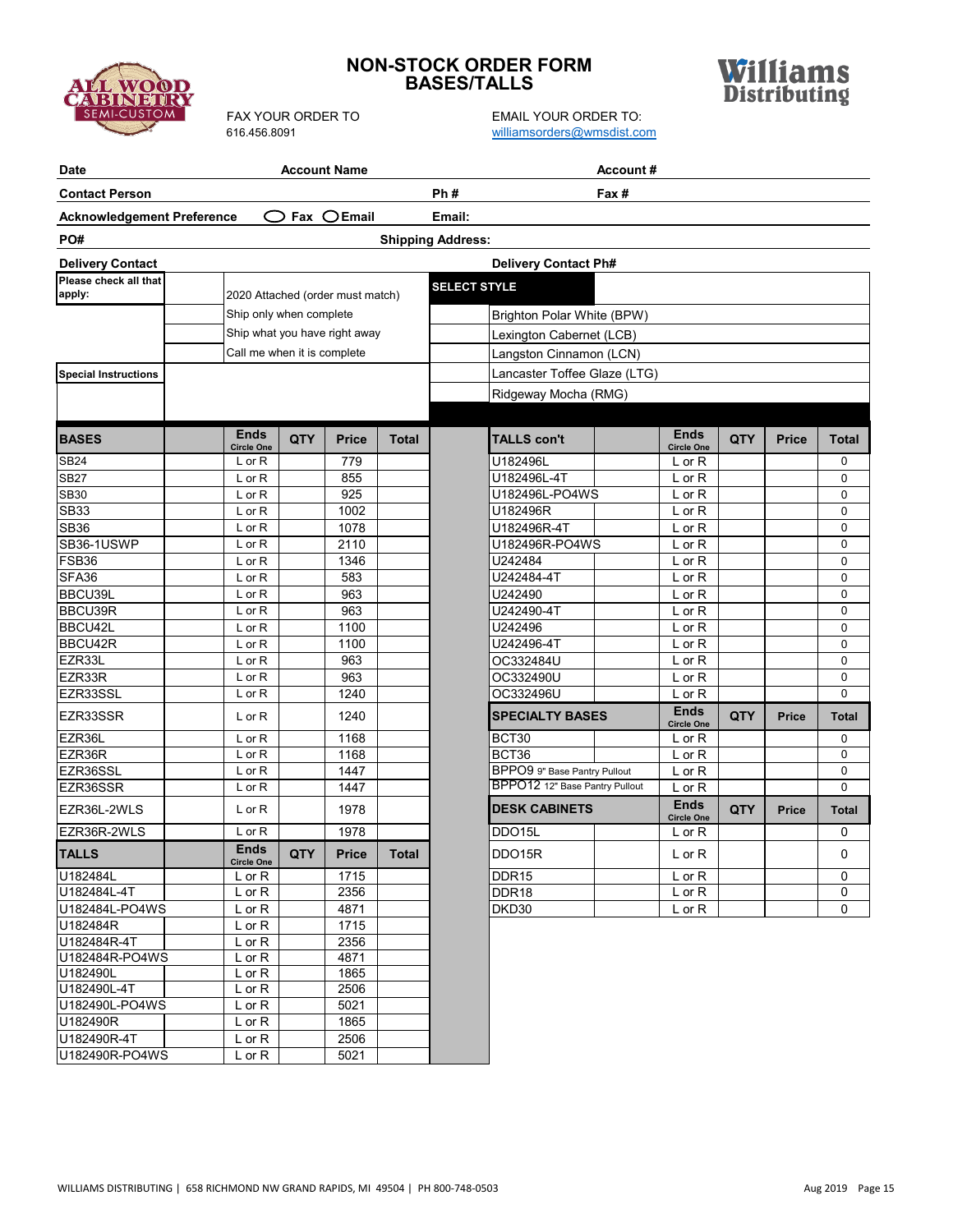# NON-STOCK ORDER FORM
## BASES/TALLS

ALL WOOD CABINETRY SEMI-CUSTOM

Williams Distributing

FAX YOUR ORDER TO
616.456.8091

EMAIL YOUR ORDER TO:
williamsorders@wmsdist.com

**Date** | **Account Name** | **Account #**

**Contact Person** | **Ph #** | **Fax #**

**Acknowledgement Preference** ◯ Fax ◯ Email | **Email:**

**PO#** | **Shipping Address:**

**Delivery Contact** | **Delivery Contact Ph#**

**Please check all that apply:**

- 2020 Attached (order must match)
- Ship only when complete
- Ship what you have right away
- Call me when it is complete

**Special Instructions**

**SELECT STYLE**

- Brighton Polar White (BPW)
- Lexington Cabernet (LCB)
- Langston Cinnamon (LCN)
- Lancaster Toffee Glaze (LTG)
- Ridgeway Mocha (RMG)

| BASES | | Ends Circle One | QTY | Price | Total |
|---|---|---|---|---|---|
| SB24 | | L or R | | 779 | |
| SB27 | | L or R | | 855 | |
| SB30 | | L or R | | 925 | |
| SB33 | | L or R | | 1002 | |
| SB36 | | L or R | | 1078 | |
| SB36-1USWP | | L or R | | 2110 | |
| FSB36 | | L or R | | 1346 | |
| SFA36 | | L or R | | 583 | |
| BBCU39L | | L or R | | 963 | |
| BBCU39R | | L or R | | 963 | |
| BBCU42L | | L or R | | 1100 | |
| BBCU42R | | L or R | | 1100 | |
| EZR33L | | L or R | | 963 | |
| EZR33R | | L or R | | 963 | |
| EZR33SSL | | L or R | | 1240 | |
| EZR33SSR | | L or R | | 1240 | |
| EZR36L | | L or R | | 1168 | |
| EZR36R | | L or R | | 1168 | |
| EZR36SSL | | L or R | | 1447 | |
| EZR36SSR | | L or R | | 1447 | |
| EZR36L-2WLS | | L or R | | 1978 | |
| EZR36R-2WLS | | L or R | | 1978 | |

| TALLS | | Ends Circle One | QTY | Price | Total |
|---|---|---|---|---|---|
| U182484L | | L or R | | 1715 | |
| U182484L-4T | | L or R | | 2356 | |
| U182484L-PO4WS | | L or R | | 4871 | |
| U182484R | | L or R | | 1715 | |
| U182484R-4T | | L or R | | 2356 | |
| U182484R-PO4WS | | L or R | | 4871 | |
| U182490L | | L or R | | 1865 | |
| U182490L-4T | | L or R | | 2506 | |
| U182490L-PO4WS | | L or R | | 5021 | |
| U182490R | | L or R | | 1865 | |
| U182490R-4T | | L or R | | 2506 | |
| U182490R-PO4WS | | L or R | | 5021 | |

| TALLS con't | | Ends Circle One | QTY | Price | Total |
|---|---|---|---|---|---|
| U182496L | | L or R | | | 0 |
| U182496L-4T | | L or R | | | 0 |
| U182496L-PO4WS | | L or R | | | 0 |
| U182496R | | L or R | | | 0 |
| U182496R-4T | | L or R | | | 0 |
| U182496R-PO4WS | | L or R | | | 0 |
| U242484 | | L or R | | | 0 |
| U242484-4T | | L or R | | | 0 |
| U242490 | | L or R | | | 0 |
| U242490-4T | | L or R | | | 0 |
| U242496 | | L or R | | | 0 |
| U242496-4T | | L or R | | | 0 |
| OC332484U | | L or R | | | 0 |
| OC332490U | | L or R | | | 0 |
| OC332496U | | L or R | | | 0 |

| SPECIALTY BASES | | Ends Circle One | QTY | Price | Total |
|---|---|---|---|---|---|
| BCT30 | | L or R | | | 0 |
| BCT36 | | L or R | | | 0 |
| BPPO9 9" Base Pantry Pullout | | L or R | | | 0 |
| BPPO12 12" Base Pantry Pullout | | L or R | | | 0 |

| DESK CABINETS | | Ends Circle One | QTY | Price | Total |
|---|---|---|---|---|---|
| DDO15L | | L or R | | | 0 |
| DDO15R | | L or R | | | 0 |
| DDR15 | | L or R | | | 0 |
| DDR18 | | L or R | | | 0 |
| DKD30 | | L or R | | | 0 |

WILLIAMS DISTRIBUTING | 658 RICHMOND NW GRAND RAPIDS, MI 49504 | PH 800-748-0503 — Aug 2019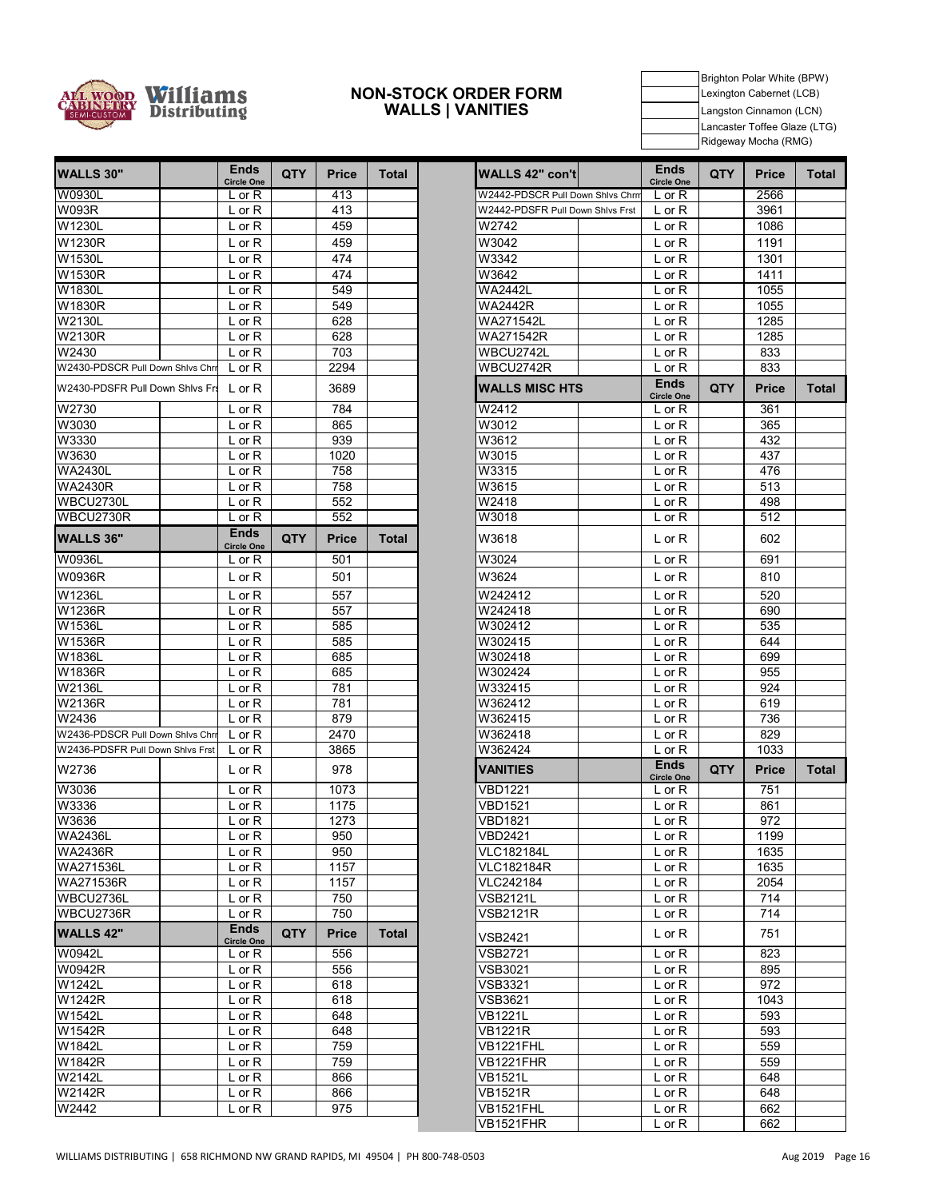# NON-STOCK ORDER FORM
## WALLS | VANITIES

| | |
|---|---|
| | Brighton Polar White (BPW) |
| | Lexington Cabernet (LCB) |
| | Langston Cinnamon (LCN) |
| | Lancaster Toffee Glaze (LTG) |
| | Ridgeway Mocha (RMG) |

| WALLS 30" | | Ends Circle One | QTY | Price | Total |
|---|---|---|---|---|---|
| W0930L | | L or R | | 413 | |
| W093R | | L or R | | 413 | |
| W1230L | | L or R | | 459 | |
| W1230R | | L or R | | 459 | |
| W1530L | | L or R | | 474 | |
| W1530R | | L or R | | 474 | |
| W1830L | | L or R | | 549 | |
| W1830R | | L or R | | 549 | |
| W2130L | | L or R | | 628 | |
| W2130R | | L or R | | 628 | |
| W2430 | | L or R | | 703 | |
| W2430-PDSCR Pull Down Shlvs Chrm | | L or R | | 2294 | |
| W2430-PDSFR Pull Down Shlvs Frst | | L or R | | 3689 | |
| W2730 | | L or R | | 784 | |
| W3030 | | L or R | | 865 | |
| W3330 | | L or R | | 939 | |
| W3630 | | L or R | | 1020 | |
| WA2430L | | L or R | | 758 | |
| WA2430R | | L or R | | 758 | |
| WBCU2730L | | L or R | | 552 | |
| WBCU2730R | | L or R | | 552 | |
| **WALLS 36"** | | **Ends Circle One** | **QTY** | **Price** | **Total** |
| W0936L | | L or R | | 501 | |
| W0936R | | L or R | | 501 | |
| W1236L | | L or R | | 557 | |
| W1236R | | L or R | | 557 | |
| W1536L | | L or R | | 585 | |
| W1536R | | L or R | | 585 | |
| W1836L | | L or R | | 685 | |
| W1836R | | L or R | | 685 | |
| W2136L | | L or R | | 781 | |
| W2136R | | L or R | | 781 | |
| W2436 | | L or R | | 879 | |
| W2436-PDSCR Pull Down Shlvs Chrm | | L or R | | 2470 | |
| W2436-PDSFR Pull Down Shlvs Frst | | L or R | | 3865 | |
| W2736 | | L or R | | 978 | |
| W3036 | | L or R | | 1073 | |
| W3336 | | L or R | | 1175 | |
| W3636 | | L or R | | 1273 | |
| WA2436L | | L or R | | 950 | |
| WA2436R | | L or R | | 950 | |
| WA271536L | | L or R | | 1157 | |
| WA271536R | | L or R | | 1157 | |
| WBCU2736L | | L or R | | 750 | |
| WBCU2736R | | L or R | | 750 | |
| **WALLS 42"** | | **Ends Circle One** | **QTY** | **Price** | **Total** |
| W0942L | | L or R | | 556 | |
| W0942R | | L or R | | 556 | |
| W1242L | | L or R | | 618 | |
| W1242R | | L or R | | 618 | |
| W1542L | | L or R | | 648 | |
| W1542R | | L or R | | 648 | |
| W1842L | | L or R | | 759 | |
| W1842R | | L or R | | 759 | |
| W2142L | | L or R | | 866 | |
| W2142R | | L or R | | 866 | |
| W2442 | | L or R | | 975 | |

| WALLS 42" con't | | Ends Circle One | QTY | Price | Total |
|---|---|---|---|---|---|
| W2442-PDSCR Pull Down Shlvs Chrm | | L or R | | 2566 | |
| W2442-PDSFR Pull Down Shlvs Frst | | L or R | | 3961 | |
| W2742 | | L or R | | 1086 | |
| W3042 | | L or R | | 1191 | |
| W3342 | | L or R | | 1301 | |
| W3642 | | L or R | | 1411 | |
| WA2442L | | L or R | | 1055 | |
| WA2442R | | L or R | | 1055 | |
| WA271542L | | L or R | | 1285 | |
| WA271542R | | L or R | | 1285 | |
| WBCU2742L | | L or R | | 833 | |
| WBCU2742R | | L or R | | 833 | |
| **WALLS MISC HTS** | | **Ends Circle One** | **QTY** | **Price** | **Total** |
| W2412 | | L or R | | 361 | |
| W3012 | | L or R | | 365 | |
| W3612 | | L or R | | 432 | |
| W3015 | | L or R | | 437 | |
| W3315 | | L or R | | 476 | |
| W3615 | | L or R | | 513 | |
| W2418 | | L or R | | 498 | |
| W3018 | | L or R | | 512 | |
| W3618 | | L or R | | 602 | |
| W3024 | | L or R | | 691 | |
| W3624 | | L or R | | 810 | |
| W242412 | | L or R | | 520 | |
| W242418 | | L or R | | 690 | |
| W302412 | | L or R | | 535 | |
| W302415 | | L or R | | 644 | |
| W302418 | | L or R | | 699 | |
| W302424 | | L or R | | 955 | |
| W332415 | | L or R | | 924 | |
| W362412 | | L or R | | 619 | |
| W362415 | | L or R | | 736 | |
| W362418 | | L or R | | 829 | |
| W362424 | | L or R | | 1033 | |
| **VANITIES** | | **Ends Circle One** | **QTY** | **Price** | **Total** |
| VBD1221 | | L or R | | 751 | |
| VBD1521 | | L or R | | 861 | |
| VBD1821 | | L or R | | 972 | |
| VBD2421 | | L or R | | 1199 | |
| VLC182184L | | L or R | | 1635 | |
| VLC182184R | | L or R | | 1635 | |
| VLC242184 | | L or R | | 2054 | |
| VSB2121L | | L or R | | 714 | |
| VSB2121R | | L or R | | 714 | |
| VSB2421 | | L or R | | 751 | |
| VSB2721 | | L or R | | 823 | |
| VSB3021 | | L or R | | 895 | |
| VSB3321 | | L or R | | 972 | |
| VSB3621 | | L or R | | 1043 | |
| VB1221L | | L or R | | 593 | |
| VB1221R | | L or R | | 593 | |
| VB1221FHL | | L or R | | 559 | |
| VB1221FHR | | L or R | | 559 | |
| VB1521L | | L or R | | 648 | |
| VB1521R | | L or R | | 648 | |
| VB1521FHL | | L or R | | 662 | |
| VB1521FHR | | L or R | | 662 | |

WILLIAMS DISTRIBUTING | 658 RICHMOND NW GRAND RAPIDS, MI 49504 | PH 800-748-0503

Aug 2019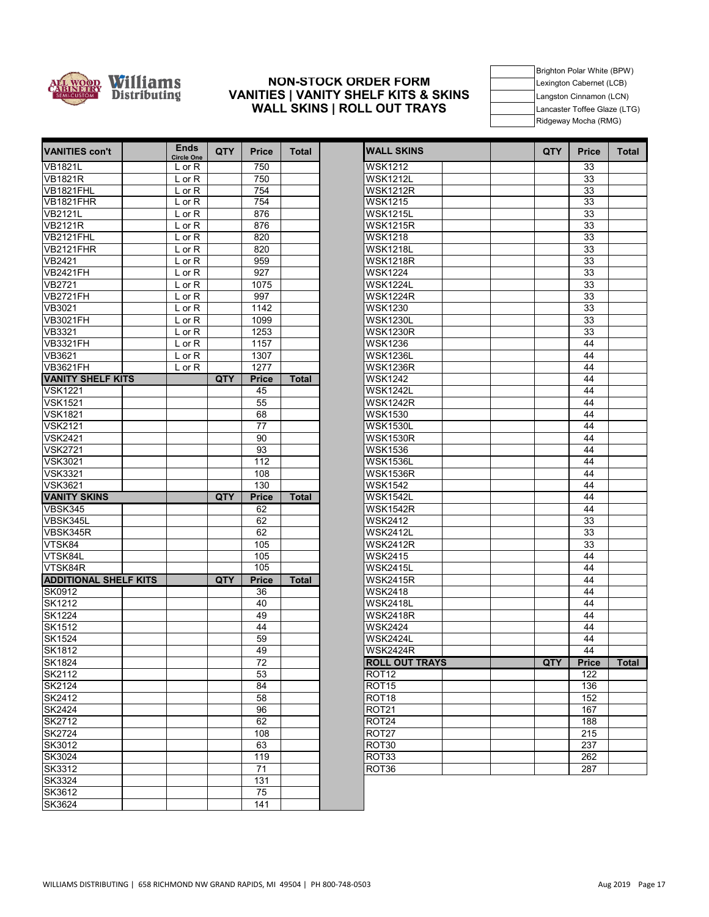# NON-STOCK ORDER FORM
## VANITIES | VANITY SHELF KITS & SKINS
## WALL SKINS | ROLL OUT TRAYS

| | |
|---|---|
| | Brighton Polar White (BPW) |
| | Lexington Cabernet (LCB) |
| | Langston Cinnamon (LCN) |
| | Lancaster Toffee Glaze (LTG) |
| | Ridgeway Mocha (RMG) |

| VANITIES con't | | Ends Circle One | QTY | Price | Total |
|---|---|---|---|---|---|
| VB1821L | | L or R | | 750 | |
| VB1821R | | L or R | | 750 | |
| VB1821FHL | | L or R | | 754 | |
| VB1821FHR | | L or R | | 754 | |
| VB2121L | | L or R | | 876 | |
| VB2121R | | L or R | | 876 | |
| VB2121FHL | | L or R | | 820 | |
| VB2121FHR | | L or R | | 820 | |
| VB2421 | | L or R | | 959 | |
| VB2421FH | | L or R | | 927 | |
| VB2721 | | L or R | | 1075 | |
| VB2721FH | | L or R | | 997 | |
| VB3021 | | L or R | | 1142 | |
| VB3021FH | | L or R | | 1099 | |
| VB3321 | | L or R | | 1253 | |
| VB3321FH | | L or R | | 1157 | |
| VB3621 | | L or R | | 1307 | |
| VB3621FH | | L or R | | 1277 | |
| **VANITY SHELF KITS** | | | **QTY** | **Price** | **Total** |
| VSK1221 | | | | 45 | |
| VSK1521 | | | | 55 | |
| VSK1821 | | | | 68 | |
| VSK2121 | | | | 77 | |
| VSK2421 | | | | 90 | |
| VSK2721 | | | | 93 | |
| VSK3021 | | | | 112 | |
| VSK3321 | | | | 108 | |
| VSK3621 | | | | 130 | |
| **VANITY SKINS** | | | **QTY** | **Price** | **Total** |
| VBSK345 | | | | 62 | |
| VBSK345L | | | | 62 | |
| VBSK345R | | | | 62 | |
| VTSK84 | | | | 105 | |
| VTSK84L | | | | 105 | |
| VTSK84R | | | | 105 | |
| **ADDITIONAL SHELF KITS** | | | **QTY** | **Price** | **Total** |
| SK0912 | | | | 36 | |
| SK1212 | | | | 40 | |
| SK1224 | | | | 49 | |
| SK1512 | | | | 44 | |
| SK1524 | | | | 59 | |
| SK1812 | | | | 49 | |
| SK1824 | | | | 72 | |
| SK2112 | | | | 53 | |
| SK2124 | | | | 84 | |
| SK2412 | | | | 58 | |
| SK2424 | | | | 96 | |
| SK2712 | | | | 62 | |
| SK2724 | | | | 108 | |
| SK3012 | | | | 63 | |
| SK3024 | | | | 119 | |
| SK3312 | | | | 71 | |
| SK3324 | | | | 131 | |
| SK3612 | | | | 75 | |
| SK3624 | | | | 141 | |

| WALL SKINS | | | QTY | Price | Total |
|---|---|---|---|---|---|
| WSK1212 | | | | 33 | |
| WSK1212L | | | | 33 | |
| WSK1212R | | | | 33 | |
| WSK1215 | | | | 33 | |
| WSK1215L | | | | 33 | |
| WSK1215R | | | | 33 | |
| WSK1218 | | | | 33 | |
| WSK1218L | | | | 33 | |
| WSK1218R | | | | 33 | |
| WSK1224 | | | | 33 | |
| WSK1224L | | | | 33 | |
| WSK1224R | | | | 33 | |
| WSK1230 | | | | 33 | |
| WSK1230L | | | | 33 | |
| WSK1230R | | | | 33 | |
| WSK1236 | | | | 44 | |
| WSK1236L | | | | 44 | |
| WSK1236R | | | | 44 | |
| WSK1242 | | | | 44 | |
| WSK1242L | | | | 44 | |
| WSK1242R | | | | 44 | |
| WSK1530 | | | | 44 | |
| WSK1530L | | | | 44 | |
| WSK1530R | | | | 44 | |
| WSK1536 | | | | 44 | |
| WSK1536L | | | | 44 | |
| WSK1536R | | | | 44 | |
| WSK1542 | | | | 44 | |
| WSK1542L | | | | 44 | |
| WSK1542R | | | | 44 | |
| WSK2412 | | | | 33 | |
| WSK2412L | | | | 33 | |
| WSK2412R | | | | 33 | |
| WSK2415 | | | | 44 | |
| WSK2415L | | | | 44 | |
| WSK2415R | | | | 44 | |
| WSK2418 | | | | 44 | |
| WSK2418L | | | | 44 | |
| WSK2418R | | | | 44 | |
| WSK2424 | | | | 44 | |
| WSK2424L | | | | 44 | |
| WSK2424R | | | | 44 | |
| **ROLL OUT TRAYS** | | | **QTY** | **Price** | **Total** |
| ROT12 | | | | 122 | |
| ROT15 | | | | 136 | |
| ROT18 | | | | 152 | |
| ROT21 | | | | 167 | |
| ROT24 | | | | 188 | |
| ROT27 | | | | 215 | |
| ROT30 | | | | 237 | |
| ROT33 | | | | 262 | |
| ROT36 | | | | 287 | |

WILLIAMS DISTRIBUTING | 658 RICHMOND NW GRAND RAPIDS, MI 49504 | PH 800-748-0503

Aug 2019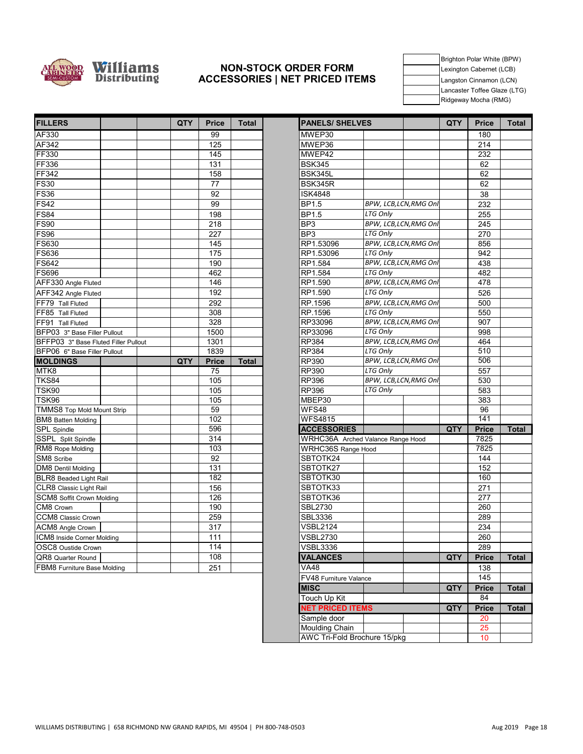# NON-STOCK ORDER FORM
## ACCESSORIES | NET PRICED ITEMS

| | |
|---|---|
| | Brighton Polar White (BPW) |
| | Lexington Cabernet (LCB) |
| | Langston Cinnamon (LCN) |
| | Lancaster Toffee Glaze (LTG) |
| | Ridgeway Mocha (RMG) |

| FILLERS | QTY | Price | Total |
|---|---|---|---|
| AF330 | | 99 | |
| AF342 | | 125 | |
| FF330 | | 145 | |
| FF336 | | 131 | |
| FF342 | | 158 | |
| FS30 | | 77 | |
| FS36 | | 92 | |
| FS42 | | 99 | |
| FS84 | | 198 | |
| FS90 | | 218 | |
| FS96 | | 227 | |
| FS630 | | 145 | |
| FS636 | | 175 | |
| FS642 | | 190 | |
| FS696 | | 462 | |
| AFF330 Angle Fluted | | 146 | |
| AFF342 Angle Fluted | | 192 | |
| FF79 Tall Fluted | | 292 | |
| FF85 Tall Fluted | | 308 | |
| FF91 Tall Fluted | | 328 | |
| BFP03 3" Base Filler Pullout | | 1500 | |
| BFFP03 3" Base Fluted Filler Pullout | | 1301 | |
| BFP06 6" Base Filler Pullout | | 1839 | |

| MOLDINGS | QTY | Price | Total |
|---|---|---|---|
| MTK8 | | 75 | |
| TKS84 | | 105 | |
| TSK90 | | 105 | |
| TSK96 | | 105 | |
| TMMS8 Top Mold Mount Strip | | 59 | |
| BM8 Batten Molding | | 102 | |
| SPL Spindle | | 596 | |
| SSPL Split Spindle | | 314 | |
| RM8 Rope Molding | | 103 | |
| SM8 Scribe | | 92 | |
| DM8 Dentil Molding | | 131 | |
| BLR8 Beaded Light Rail | | 182 | |
| CLR8 Classic Light Rail | | 156 | |
| SCM8 Soffit Crown Molding | | 126 | |
| CM8 Crown | | 190 | |
| CCM8 Classic Crown | | 259 | |
| ACM8 Angle Crown | | 317 | |
| ICM8 Inside Corner Molding | | 111 | |
| OSC8 Oustide Crown | | 114 | |
| QR8 Quarter Round | | 108 | |
| FBM8 Furniture Base Molding | | 251 | |

| PANELS/ SHELVES | | QTY | Price | Total |
|---|---|---|---|---|
| MWEP30 | | | 180 | |
| MWEP36 | | | 214 | |
| MWEP42 | | | 232 | |
| BSK345 | | | 62 | |
| BSK345L | | | 62 | |
| BSK345R | | | 62 | |
| ISK4848 | | | 38 | |
| BP1.5 | *BPW, LCB,LCN,RMG Onl* | | 232 | |
| BP1.5 | *LTG Only* | | 255 | |
| BP3 | *BPW, LCB,LCN,RMG Onl* | | 245 | |
| BP3 | *LTG Only* | | 270 | |
| RP1.53096 | *BPW, LCB,LCN,RMG Onl* | | 856 | |
| RP1.53096 | *LTG Only* | | 942 | |
| RP1.584 | *BPW, LCB,LCN,RMG Onl* | | 438 | |
| RP1.584 | *LTG Only* | | 482 | |
| RP1.590 | *BPW, LCB,LCN,RMG Onl* | | 478 | |
| RP1.590 | *LTG Only* | | 526 | |
| RP.1596 | *BPW, LCB,LCN,RMG Onl* | | 500 | |
| RP.1596 | *LTG Only* | | 550 | |
| RP33096 | *BPW, LCB,LCN,RMG Onl* | | 907 | |
| RP33096 | *LTG Only* | | 998 | |
| RP384 | *BPW, LCB,LCN,RMG Onl* | | 464 | |
| RP384 | *LTG Only* | | 510 | |
| RP390 | *BPW, LCB,LCN,RMG Onl* | | 506 | |
| RP390 | *LTG Only* | | 557 | |
| RP396 | *BPW, LCB,LCN,RMG Onl* | | 530 | |
| RP396 | *LTG Only* | | 583 | |
| MBEP30 | | | 383 | |
| WFS48 | | | 96 | |
| WFS4815 | | | 141 | |

| ACCESSORIES | QTY | Price | Total |
|---|---|---|---|
| WRHC36A Arched Valance Range Hood | | 7825 | |
| WRHC36S Range Hood | | 7825 | |
| SBTOTK24 | | 144 | |
| SBTOTK27 | | 152 | |
| SBTOTK30 | | 160 | |
| SBTOTK33 | | 271 | |
| SBTOTK36 | | 277 | |
| SBL2730 | | 260 | |
| SBL3336 | | 289 | |
| VSBL2124 | | 234 | |
| VSBL2730 | | 260 | |
| VSBL3336 | | 289 | |

| VALANCES | QTY | Price | Total |
|---|---|---|---|
| VA48 | | 138 | |
| FV48 Furniture Valance | | 145 | |

| MISC | QTY | Price | Total |
|---|---|---|---|
| Touch Up Kit | | 84 | |

| NET PRICED ITEMS | QTY | Price | Total |
|---|---|---|---|
| Sample door | | 20 | |
| Moulding Chain | | 25 | |
| AWC Tri-Fold Brochure 15/pkg | | 10 | |

WILLIAMS DISTRIBUTING | 658 RICHMOND NW GRAND RAPIDS, MI 49504 | PH 800-748-0503

Aug 2019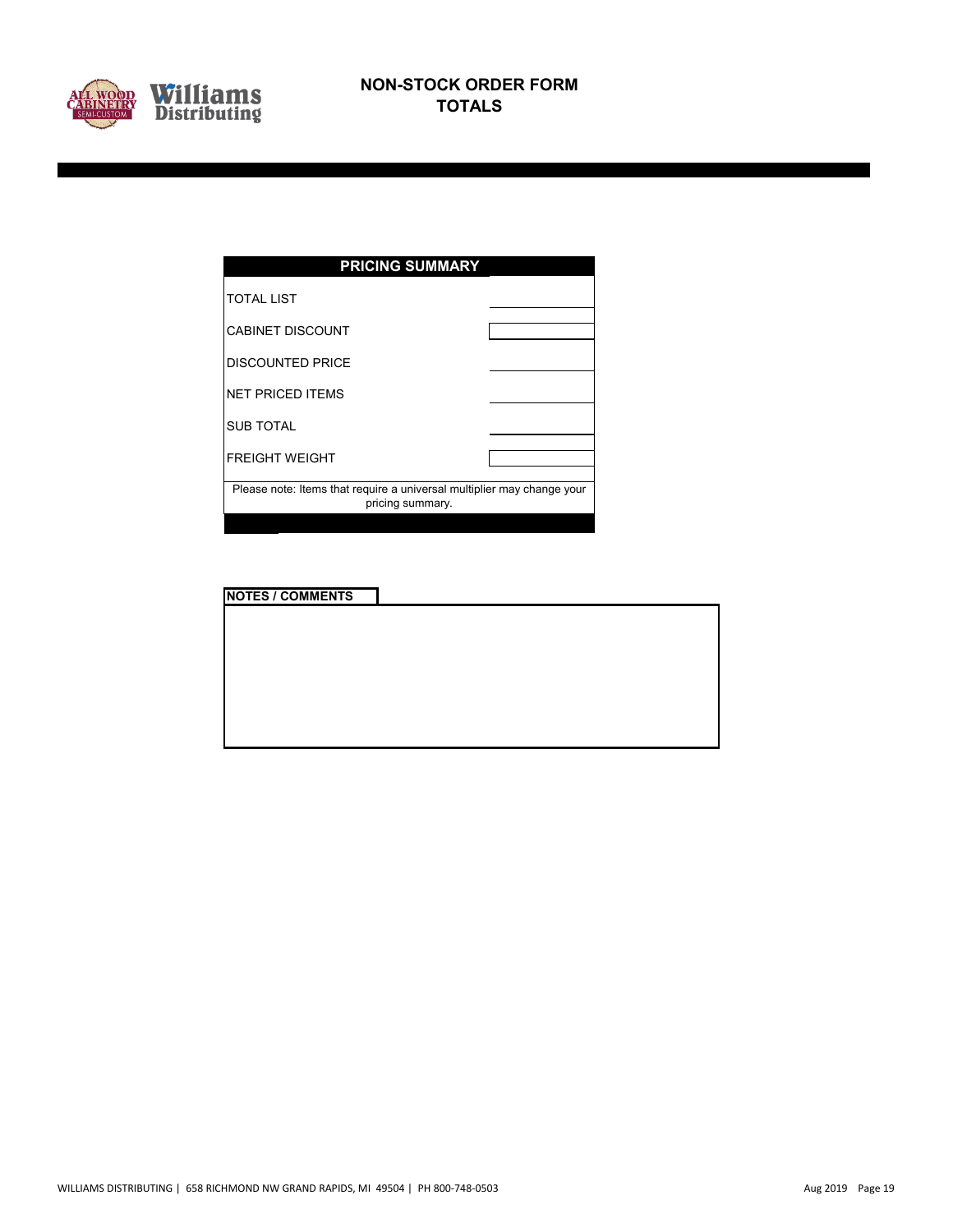# NON-STOCK ORDER FORM
## TOTALS

| PRICING SUMMARY | |
|---|---|
| TOTAL LIST | |
| CABINET DISCOUNT | |
| DISCOUNTED PRICE | |
| NET PRICED ITEMS | |
| SUB TOTAL | |
| FREIGHT WEIGHT | |

Please note: Items that require a universal multiplier may change your pricing summary.

**NOTES / COMMENTS**

WILLIAMS DISTRIBUTING | 658 RICHMOND NW GRAND RAPIDS, MI 49504 | PH 800-748-0503

Aug 2019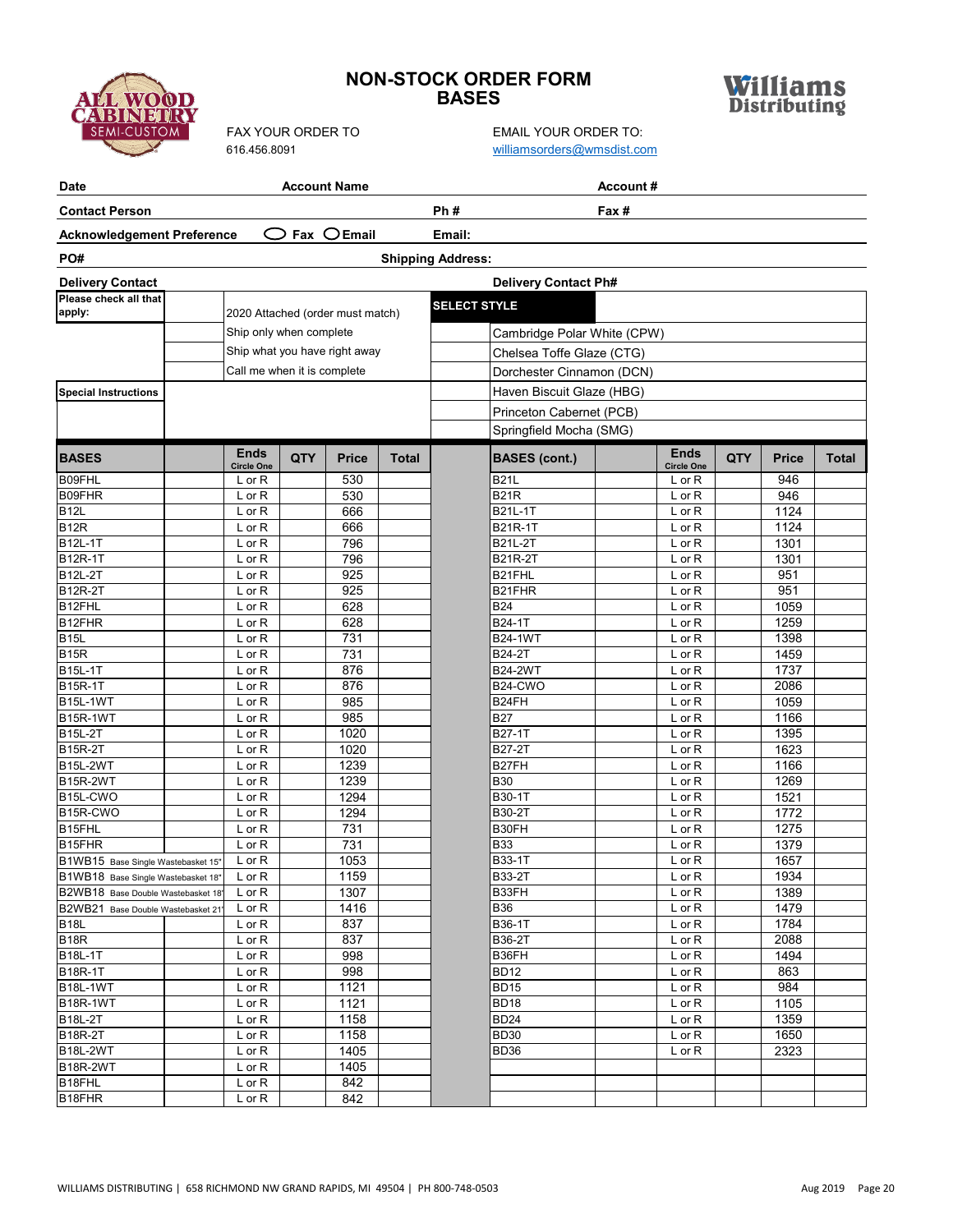# NON-STOCK ORDER FORM
## BASES

ALL WOOD CABINETRY SEMI-CUSTOM

Williams Distributing

FAX YOUR ORDER TO
616.456.8091

EMAIL YOUR ORDER TO:
williamsorders@wmsdist.com

| **Date** | **Account Name** | **Account #** |
|---|---|---|
| **Contact Person** | **Ph #** | **Fax #** |
| **Acknowledgement Preference** ○ Fax ○ Email | **Email:** | |
| **PO#** | **Shipping Address:** | |
| **Delivery Contact** | **Delivery Contact Ph#** | |

| Please check all that apply: | | | | SELECT STYLE |
|---|---|---|---|---|
| | | 2020 Attached (order must match) | | |
| | | Ship only when complete | | Cambridge Polar White (CPW) |
| | | Ship what you have right away | | Chelsea Toffe Glaze (CTG) |
| | | Call me when it is complete | | Dorchester Cinnamon (DCN) |
| Special Instructions | | | | Haven Biscuit Glaze (HBG) |
| | | | | Princeton Cabernet (PCB) |
| | | | | Springfield Mocha (SMG) |

| BASES | | Ends (Circle One) | QTY | Price | Total | | BASES (cont.) | | Ends (Circle One) | QTY | Price | Total |
|---|---|---|---|---|---|---|---|---|---|---|---|---|
| B09FHL | | L or R | | 530 | | | B21L | | L or R | | 946 | |
| B09FHR | | L or R | | 530 | | | B21R | | L or R | | 946 | |
| B12L | | L or R | | 666 | | | B21L-1T | | L or R | | 1124 | |
| B12R | | L or R | | 666 | | | B21R-1T | | L or R | | 1124 | |
| B12L-1T | | L or R | | 796 | | | B21L-2T | | L or R | | 1301 | |
| B12R-1T | | L or R | | 796 | | | B21R-2T | | L or R | | 1301 | |
| B12L-2T | | L or R | | 925 | | | B21FHL | | L or R | | 951 | |
| B12R-2T | | L or R | | 925 | | | B21FHR | | L or R | | 951 | |
| B12FHL | | L or R | | 628 | | | B24 | | L or R | | 1059 | |
| B12FHR | | L or R | | 628 | | | B24-1T | | L or R | | 1259 | |
| B15L | | L or R | | 731 | | | B24-1WT | | L or R | | 1398 | |
| B15R | | L or R | | 731 | | | B24-2T | | L or R | | 1459 | |
| B15L-1T | | L or R | | 876 | | | B24-2WT | | L or R | | 1737 | |
| B15R-1T | | L or R | | 876 | | | B24-CWO | | L or R | | 2086 | |
| B15L-1WT | | L or R | | 985 | | | B24FH | | L or R | | 1059 | |
| B15R-1WT | | L or R | | 985 | | | B27 | | L or R | | 1166 | |
| B15L-2T | | L or R | | 1020 | | | B27-1T | | L or R | | 1395 | |
| B15R-2T | | L or R | | 1020 | | | B27-2T | | L or R | | 1623 | |
| B15L-2WT | | L or R | | 1239 | | | B27FH | | L or R | | 1166 | |
| B15R-2WT | | L or R | | 1239 | | | B30 | | L or R | | 1269 | |
| B15L-CWO | | L or R | | 1294 | | | B30-1T | | L or R | | 1521 | |
| B15R-CWO | | L or R | | 1294 | | | B30-2T | | L or R | | 1772 | |
| B15FHL | | L or R | | 731 | | | B30FH | | L or R | | 1275 | |
| B15FHR | | L or R | | 731 | | | B33 | | L or R | | 1379 | |
| B1WB15 Base Single Wastebasket 15" | | L or R | | 1053 | | | B33-1T | | L or R | | 1657 | |
| B1WB18 Base Single Wastebasket 18" | | L or R | | 1159 | | | B33-2T | | L or R | | 1934 | |
| B2WB18 Base Double Wastebasket 18" | | L or R | | 1307 | | | B33FH | | L or R | | 1389 | |
| B2WB21 Base Double Wastebasket 21" | | L or R | | 1416 | | | B36 | | L or R | | 1479 | |
| B18L | | L or R | | 837 | | | B36-1T | | L or R | | 1784 | |
| B18R | | L or R | | 837 | | | B36-2T | | L or R | | 2088 | |
| B18L-1T | | L or R | | 998 | | | B36FH | | L or R | | 1494 | |
| B18R-1T | | L or R | | 998 | | | BD12 | | L or R | | 863 | |
| B18L-1WT | | L or R | | 1121 | | | BD15 | | L or R | | 984 | |
| B18R-1WT | | L or R | | 1121 | | | BD18 | | L or R | | 1105 | |
| B18L-2T | | L or R | | 1158 | | | BD24 | | L or R | | 1359 | |
| B18R-2T | | L or R | | 1158 | | | BD30 | | L or R | | 1650 | |
| B18L-2WT | | L or R | | 1405 | | | BD36 | | L or R | | 2323 | |
| B18R-2WT | | L or R | | 1405 | | | | | | | | |
| B18FHL | | L or R | | 842 | | | | | | | | |
| B18FHR | | L or R | | 842 | | | | | | | | |

WILLIAMS DISTRIBUTING | 658 RICHMOND NW GRAND RAPIDS, MI 49504 | PH 800-748-0503

Aug 2019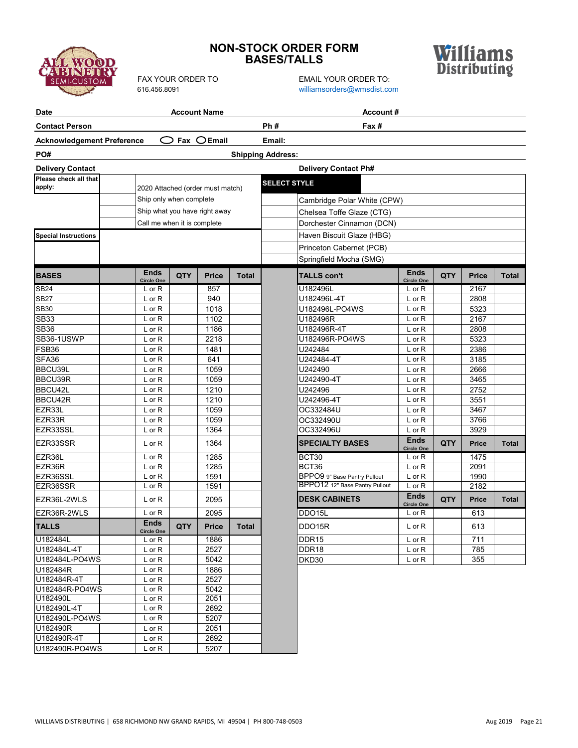# NON-STOCK ORDER FORM
## BASES/TALLS

ALL WOOD CABINETRY SEMI-CUSTOM

Williams Distributing

FAX YOUR ORDER TO
616.456.8091

EMAIL YOUR ORDER TO:
williamsorders@wmsdist.com

**Date** | **Account Name** | **Account #**

**Contact Person** | **Ph #** | **Fax #**

**Acknowledgement Preference** ◯ Fax ◯ Email | **Email:**

**PO#** | **Shipping Address:**

**Delivery Contact** | **Delivery Contact Ph#**

| Please check all that apply: | | |
|---|---|---|
| | 2020 Attached (order must match) | |
| | Ship only when complete | |
| | Ship what you have right away | |
| | Call me when it is complete | |
| **Special Instructions** | | |

| SELECT STYLE | |
|---|---|
| | Cambridge Polar White (CPW) |
| | Chelsea Toffe Glaze (CTG) |
| | Dorchester Cinnamon (DCN) |
| | Haven Biscuit Glaze (HBG) |
| | Princeton Cabernet (PCB) |
| | Springfield Mocha (SMG) |

| BASES | Ends Circle One | QTY | Price | Total |
|---|---|---|---|---|
| SB24 | L or R | | 857 | |
| SB27 | L or R | | 940 | |
| SB30 | L or R | | 1018 | |
| SB33 | L or R | | 1102 | |
| SB36 | L or R | | 1186 | |
| SB36-1USWP | L or R | | 2218 | |
| FSB36 | L or R | | 1481 | |
| SFA36 | L or R | | 641 | |
| BBCU39L | L or R | | 1059 | |
| BBCU39R | L or R | | 1059 | |
| BBCU42L | L or R | | 1210 | |
| BBCU42R | L or R | | 1210 | |
| EZR33L | L or R | | 1059 | |
| EZR33R | L or R | | 1059 | |
| EZR33SSL | L or R | | 1364 | |
| EZR33SSR | L or R | | 1364 | |
| EZR36L | L or R | | 1285 | |
| EZR36R | L or R | | 1285 | |
| EZR36SSL | L or R | | 1591 | |
| EZR36SSR | L or R | | 1591 | |
| EZR36L-2WLS | L or R | | 2095 | |
| EZR36R-2WLS | L or R | | 2095 | |

| TALLS | Ends Circle One | QTY | Price | Total |
|---|---|---|---|---|
| U182484L | L or R | | 1886 | |
| U182484L-4T | L or R | | 2527 | |
| U182484L-PO4WS | L or R | | 5042 | |
| U182484R | L or R | | 1886 | |
| U182484R-4T | L or R | | 2527 | |
| U182484R-PO4WS | L or R | | 5042 | |
| U182490L | L or R | | 2051 | |
| U182490L-4T | L or R | | 2692 | |
| U182490L-PO4WS | L or R | | 5207 | |
| U182490R | L or R | | 2051 | |
| U182490R-4T | L or R | | 2692 | |
| U182490R-PO4WS | L or R | | 5207 | |

| TALLS con't | Ends Circle One | QTY | Price | Total |
|---|---|---|---|---|
| U182496L | L or R | | 2167 | |
| U182496L-4T | L or R | | 2808 | |
| U182496L-PO4WS | L or R | | 5323 | |
| U182496R | L or R | | 2167 | |
| U182496R-4T | L or R | | 2808 | |
| U182496R-PO4WS | L or R | | 5323 | |
| U242484 | L or R | | 2386 | |
| U242484-4T | L or R | | 3185 | |
| U242490 | L or R | | 2666 | |
| U242490-4T | L or R | | 3465 | |
| U242496 | L or R | | 2752 | |
| U242496-4T | L or R | | 3551 | |
| OC332484U | L or R | | 3467 | |
| OC332490U | L or R | | 3766 | |
| OC332496U | L or R | | 3929 | |

| SPECIALTY BASES | Ends Circle One | QTY | Price | Total |
|---|---|---|---|---|
| BCT30 | L or R | | 1475 | |
| BCT36 | L or R | | 2091 | |
| BPPO9 9" Base Pantry Pullout | L or R | | 1990 | |
| BPPO12 12" Base Pantry Pullout | L or R | | 2182 | |

| DESK CABINETS | Ends Circle One | QTY | Price | Total |
|---|---|---|---|---|
| DDO15L | L or R | | 613 | |
| DDO15R | L or R | | 613 | |
| DDR15 | L or R | | 711 | |
| DDR18 | L or R | | 785 | |
| DKD30 | L or R | | 355 | |

WILLIAMS DISTRIBUTING | 658 RICHMOND NW GRAND RAPIDS, MI 49504 | PH 800-748-0503

Aug 2019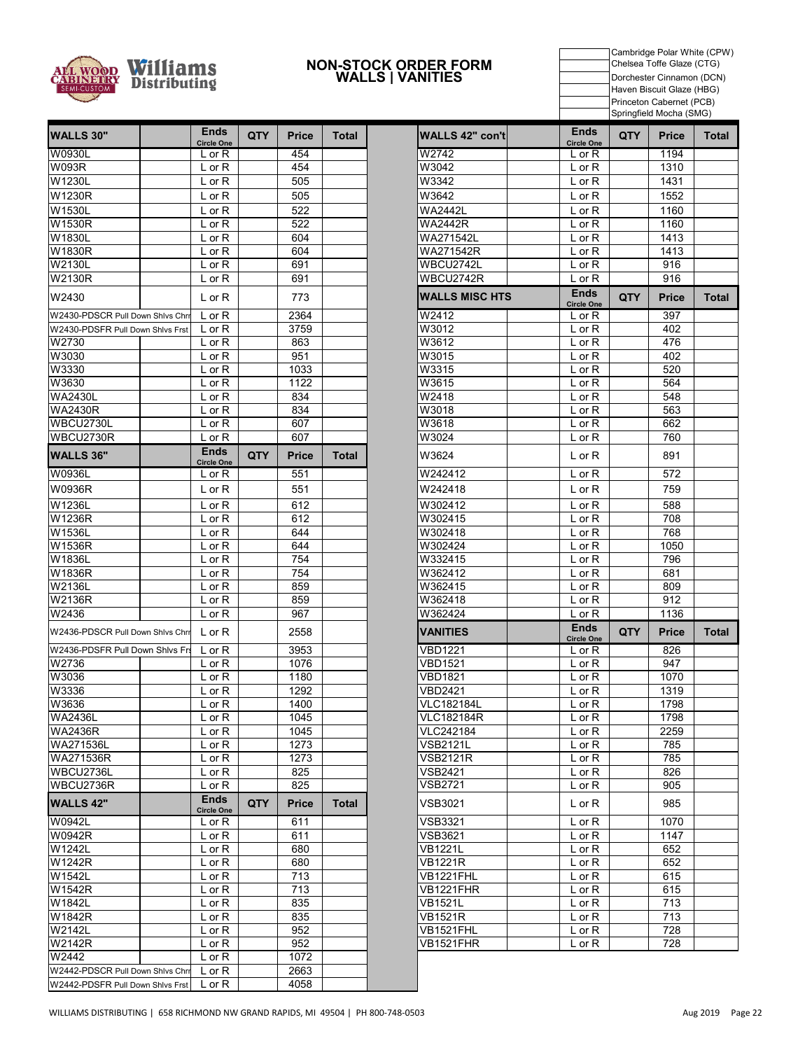Williams Distributing — All Wood Cabinetry Semi-Custom

# NON-STOCK ORDER FORM
## WALLS | VANITIES

| | |
|---|---|
| | Cambridge Polar White (CPW) |
| | Chelsea Toffe Glaze (CTG) |
| | Dorchester Cinnamon (DCN) |
| | Haven Biscuit Glaze (HBG) |
| | Princeton Cabernet (PCB) |
| | Springfield Mocha (SMG) |

| WALLS 30" | | Ends Circle One | QTY | Price | Total |
|---|---|---|---|---|---|
| W0930L | | L or R | | 454 | |
| W093R | | L or R | | 454 | |
| W1230L | | L or R | | 505 | |
| W1230R | | L or R | | 505 | |
| W1530L | | L or R | | 522 | |
| W1530R | | L or R | | 522 | |
| W1830L | | L or R | | 604 | |
| W1830R | | L or R | | 604 | |
| W2130L | | L or R | | 691 | |
| W2130R | | L or R | | 691 | |
| W2430 | | L or R | | 773 | |
| W2430-PDSCR Pull Down Shlvs Chrm | | L or R | | 2364 | |
| W2430-PDSFR Pull Down Shlvs Frst | | L or R | | 3759 | |
| W2730 | | L or R | | 863 | |
| W3030 | | L or R | | 951 | |
| W3330 | | L or R | | 1033 | |
| W3630 | | L or R | | 1122 | |
| WA2430L | | L or R | | 834 | |
| WA2430R | | L or R | | 834 | |
| WBCU2730L | | L or R | | 607 | |
| WBCU2730R | | L or R | | 607 | |

| WALLS 36" | | Ends Circle One | QTY | Price | Total |
|---|---|---|---|---|---|
| W0936L | | L or R | | 551 | |
| W0936R | | L or R | | 551 | |
| W1236L | | L or R | | 612 | |
| W1236R | | L or R | | 612 | |
| W1536L | | L or R | | 644 | |
| W1536R | | L or R | | 644 | |
| W1836L | | L or R | | 754 | |
| W1836R | | L or R | | 754 | |
| W2136L | | L or R | | 859 | |
| W2136R | | L or R | | 859 | |
| W2436 | | L or R | | 967 | |
| W2436-PDSCR Pull Down Shlvs Chrm | | L or R | | 2558 | |
| W2436-PDSFR Pull Down Shlvs Frst | | L or R | | 3953 | |
| W2736 | | L or R | | 1076 | |
| W3036 | | L or R | | 1180 | |
| W3336 | | L or R | | 1292 | |
| W3636 | | L or R | | 1400 | |
| WA2436L | | L or R | | 1045 | |
| WA2436R | | L or R | | 1045 | |
| WA271536L | | L or R | | 1273 | |
| WA271536R | | L or R | | 1273 | |
| WBCU2736L | | L or R | | 825 | |
| WBCU2736R | | L or R | | 825 | |

| WALLS 42" | | Ends Circle One | QTY | Price | Total |
|---|---|---|---|---|---|
| W0942L | | L or R | | 611 | |
| W0942R | | L or R | | 611 | |
| W1242L | | L or R | | 680 | |
| W1242R | | L or R | | 680 | |
| W1542L | | L or R | | 713 | |
| W1542R | | L or R | | 713 | |
| W1842L | | L or R | | 835 | |
| W1842R | | L or R | | 835 | |
| W2142L | | L or R | | 952 | |
| W2142R | | L or R | | 952 | |
| W2442 | | L or R | | 1072 | |
| W2442-PDSCR Pull Down Shlvs Chrm | | L or R | | 2663 | |
| W2442-PDSFR Pull Down Shlvs Frst | | L or R | | 4058 | |

| WALLS 42" con't | | Ends Circle One | QTY | Price | Total |
|---|---|---|---|---|---|
| W2742 | | L or R | | 1194 | |
| W3042 | | L or R | | 1310 | |
| W3342 | | L or R | | 1431 | |
| W3642 | | L or R | | 1552 | |
| WA2442L | | L or R | | 1160 | |
| WA2442R | | L or R | | 1160 | |
| WA271542L | | L or R | | 1413 | |
| WA271542R | | L or R | | 1413 | |
| WBCU2742L | | L or R | | 916 | |
| WBCU2742R | | L or R | | 916 | |

| WALLS MISC HTS | | Ends Circle One | QTY | Price | Total |
|---|---|---|---|---|---|
| W2412 | | L or R | | 397 | |
| W3012 | | L or R | | 402 | |
| W3612 | | L or R | | 476 | |
| W3015 | | L or R | | 402 | |
| W3315 | | L or R | | 520 | |
| W3615 | | L or R | | 564 | |
| W2418 | | L or R | | 548 | |
| W3018 | | L or R | | 563 | |
| W3618 | | L or R | | 662 | |
| W3024 | | L or R | | 760 | |
| W3624 | | L or R | | 891 | |
| W242412 | | L or R | | 572 | |
| W242418 | | L or R | | 759 | |
| W302412 | | L or R | | 588 | |
| W302415 | | L or R | | 708 | |
| W302418 | | L or R | | 768 | |
| W302424 | | L or R | | 1050 | |
| W332415 | | L or R | | 796 | |
| W362412 | | L or R | | 681 | |
| W362415 | | L or R | | 809 | |
| W362418 | | L or R | | 912 | |
| W362424 | | L or R | | 1136 | |

| VANITIES | | Ends Circle One | QTY | Price | Total |
|---|---|---|---|---|---|
| VBD1221 | | L or R | | 826 | |
| VBD1521 | | L or R | | 947 | |
| VBD1821 | | L or R | | 1070 | |
| VBD2421 | | L or R | | 1319 | |
| VLC182184L | | L or R | | 1798 | |
| VLC182184R | | L or R | | 1798 | |
| VLC242184 | | L or R | | 2259 | |
| VSB2121L | | L or R | | 785 | |
| VSB2121R | | L or R | | 785 | |
| VSB2421 | | L or R | | 826 | |
| VSB2721 | | L or R | | 905 | |
| VSB3021 | | L or R | | 985 | |
| VSB3321 | | L or R | | 1070 | |
| VSB3621 | | L or R | | 1147 | |
| VB1221L | | L or R | | 652 | |
| VB1221R | | L or R | | 652 | |
| VB1221FHL | | L or R | | 615 | |
| VB1221FHR | | L or R | | 615 | |
| VB1521L | | L or R | | 713 | |
| VB1521R | | L or R | | 713 | |
| VB1521FHL | | L or R | | 728 | |
| VB1521FHR | | L or R | | 728 | |

WILLIAMS DISTRIBUTING | 658 RICHMOND NW GRAND RAPIDS, MI 49504 | PH 800-748-0503 — Aug 2019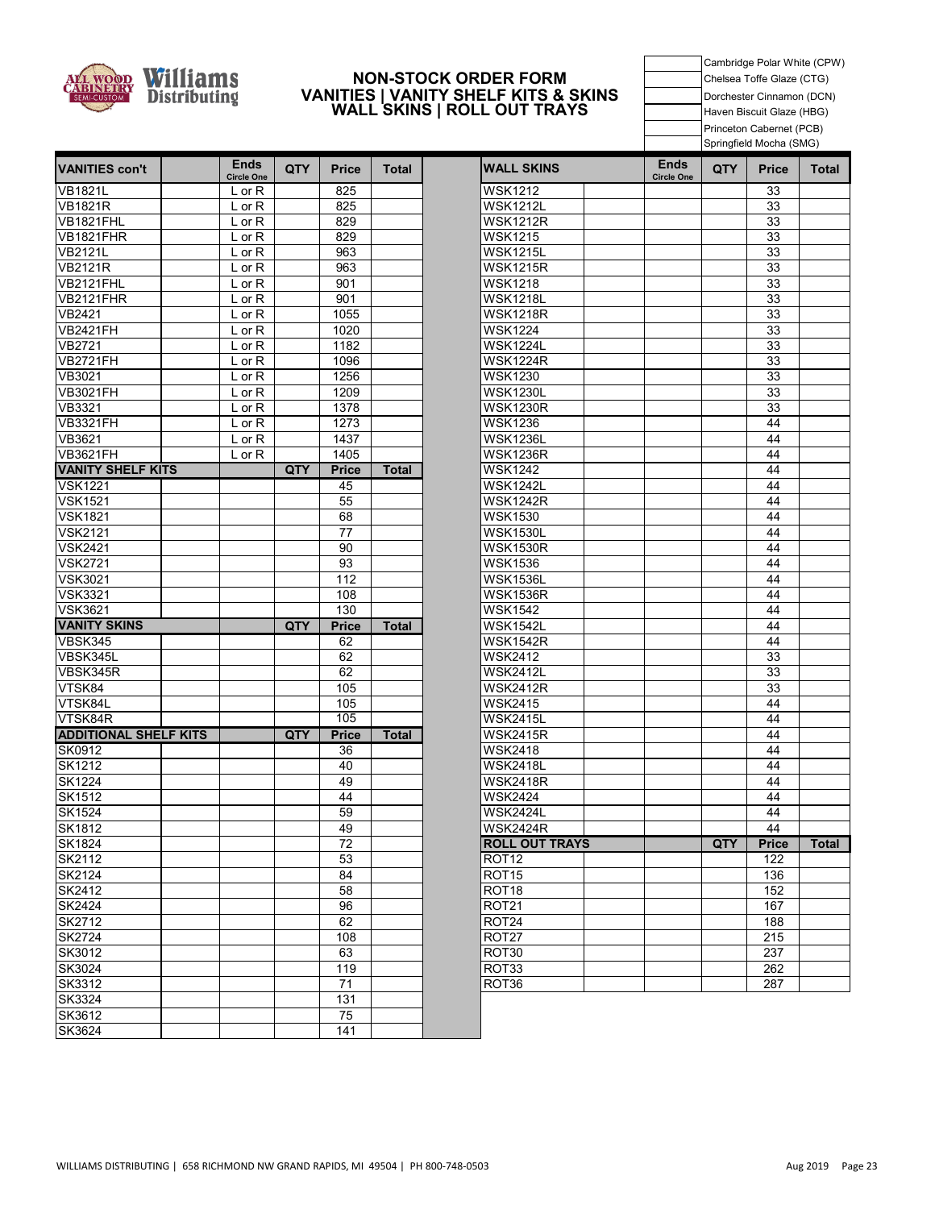# NON-STOCK ORDER FORM
## VANITIES | VANITY SHELF KITS & SKINS
## WALL SKINS | ROLL OUT TRAYS

| | |
|---|---|
| | Cambridge Polar White (CPW) |
| | Chelsea Toffe Glaze (CTG) |
| | Dorchester Cinnamon (DCN) |
| | Haven Biscuit Glaze (HBG) |
| | Princeton Cabernet (PCB) |
| | Springfield Mocha (SMG) |

| VANITIES con't | | Ends Circle One | QTY | Price | Total |
|---|---|---|---|---|---|
| VB1821L | | L or R | | 825 | |
| VB1821R | | L or R | | 825 | |
| VB1821FHL | | L or R | | 829 | |
| VB1821FHR | | L or R | | 829 | |
| VB2121L | | L or R | | 963 | |
| VB2121R | | L or R | | 963 | |
| VB2121FHL | | L or R | | 901 | |
| VB2121FHR | | L or R | | 901 | |
| VB2421 | | L or R | | 1055 | |
| VB2421FH | | L or R | | 1020 | |
| VB2721 | | L or R | | 1182 | |
| VB2721FH | | L or R | | 1096 | |
| VB3021 | | L or R | | 1256 | |
| VB3021FH | | L or R | | 1209 | |
| VB3321 | | L or R | | 1378 | |
| VB3321FH | | L or R | | 1273 | |
| VB3621 | | L or R | | 1437 | |
| VB3621FH | | L or R | | 1405 | |
| **VANITY SHELF KITS** | | | **QTY** | **Price** | **Total** |
| VSK1221 | | | | 45 | |
| VSK1521 | | | | 55 | |
| VSK1821 | | | | 68 | |
| VSK2121 | | | | 77 | |
| VSK2421 | | | | 90 | |
| VSK2721 | | | | 93 | |
| VSK3021 | | | | 112 | |
| VSK3321 | | | | 108 | |
| VSK3621 | | | | 130 | |
| **VANITY SKINS** | | | **QTY** | **Price** | **Total** |
| VBSK345 | | | | 62 | |
| VBSK345L | | | | 62 | |
| VBSK345R | | | | 62 | |
| VTSK84 | | | | 105 | |
| VTSK84L | | | | 105 | |
| VTSK84R | | | | 105 | |
| **ADDITIONAL SHELF KITS** | | | **QTY** | **Price** | **Total** |
| SK0912 | | | | 36 | |
| SK1212 | | | | 40 | |
| SK1224 | | | | 49 | |
| SK1512 | | | | 44 | |
| SK1524 | | | | 59 | |
| SK1812 | | | | 49 | |
| SK1824 | | | | 72 | |
| SK2112 | | | | 53 | |
| SK2124 | | | | 84 | |
| SK2412 | | | | 58 | |
| SK2424 | | | | 96 | |
| SK2712 | | | | 62 | |
| SK2724 | | | | 108 | |
| SK3012 | | | | 63 | |
| SK3024 | | | | 119 | |
| SK3312 | | | | 71 | |
| SK3324 | | | | 131 | |
| SK3612 | | | | 75 | |
| SK3624 | | | | 141 | |

| WALL SKINS | | Ends Circle One | QTY | Price | Total |
|---|---|---|---|---|---|
| WSK1212 | | | | 33 | |
| WSK1212L | | | | 33 | |
| WSK1212R | | | | 33 | |
| WSK1215 | | | | 33 | |
| WSK1215L | | | | 33 | |
| WSK1215R | | | | 33 | |
| WSK1218 | | | | 33 | |
| WSK1218L | | | | 33 | |
| WSK1218R | | | | 33 | |
| WSK1224 | | | | 33 | |
| WSK1224L | | | | 33 | |
| WSK1224R | | | | 33 | |
| WSK1230 | | | | 33 | |
| WSK1230L | | | | 33 | |
| WSK1230R | | | | 33 | |
| WSK1236 | | | | 44 | |
| WSK1236L | | | | 44 | |
| WSK1236R | | | | 44 | |
| WSK1242 | | | | 44 | |
| WSK1242L | | | | 44 | |
| WSK1242R | | | | 44 | |
| WSK1530 | | | | 44 | |
| WSK1530L | | | | 44 | |
| WSK1530R | | | | 44 | |
| WSK1536 | | | | 44 | |
| WSK1536L | | | | 44 | |
| WSK1536R | | | | 44 | |
| WSK1542 | | | | 44 | |
| WSK1542L | | | | 44 | |
| WSK1542R | | | | 44 | |
| WSK2412 | | | | 33 | |
| WSK2412L | | | | 33 | |
| WSK2412R | | | | 33 | |
| WSK2415 | | | | 44 | |
| WSK2415L | | | | 44 | |
| WSK2415R | | | | 44 | |
| WSK2418 | | | | 44 | |
| WSK2418L | | | | 44 | |
| WSK2418R | | | | 44 | |
| WSK2424 | | | | 44 | |
| WSK2424L | | | | 44 | |
| WSK2424R | | | | 44 | |
| **ROLL OUT TRAYS** | | | **QTY** | **Price** | **Total** |
| ROT12 | | | | 122 | |
| ROT15 | | | | 136 | |
| ROT18 | | | | 152 | |
| ROT21 | | | | 167 | |
| ROT24 | | | | 188 | |
| ROT27 | | | | 215 | |
| ROT30 | | | | 237 | |
| ROT33 | | | | 262 | |
| ROT36 | | | | 287 | |

WILLIAMS DISTRIBUTING | 658 RICHMOND NW GRAND RAPIDS, MI 49504 | PH 800-748-0503

Aug 2019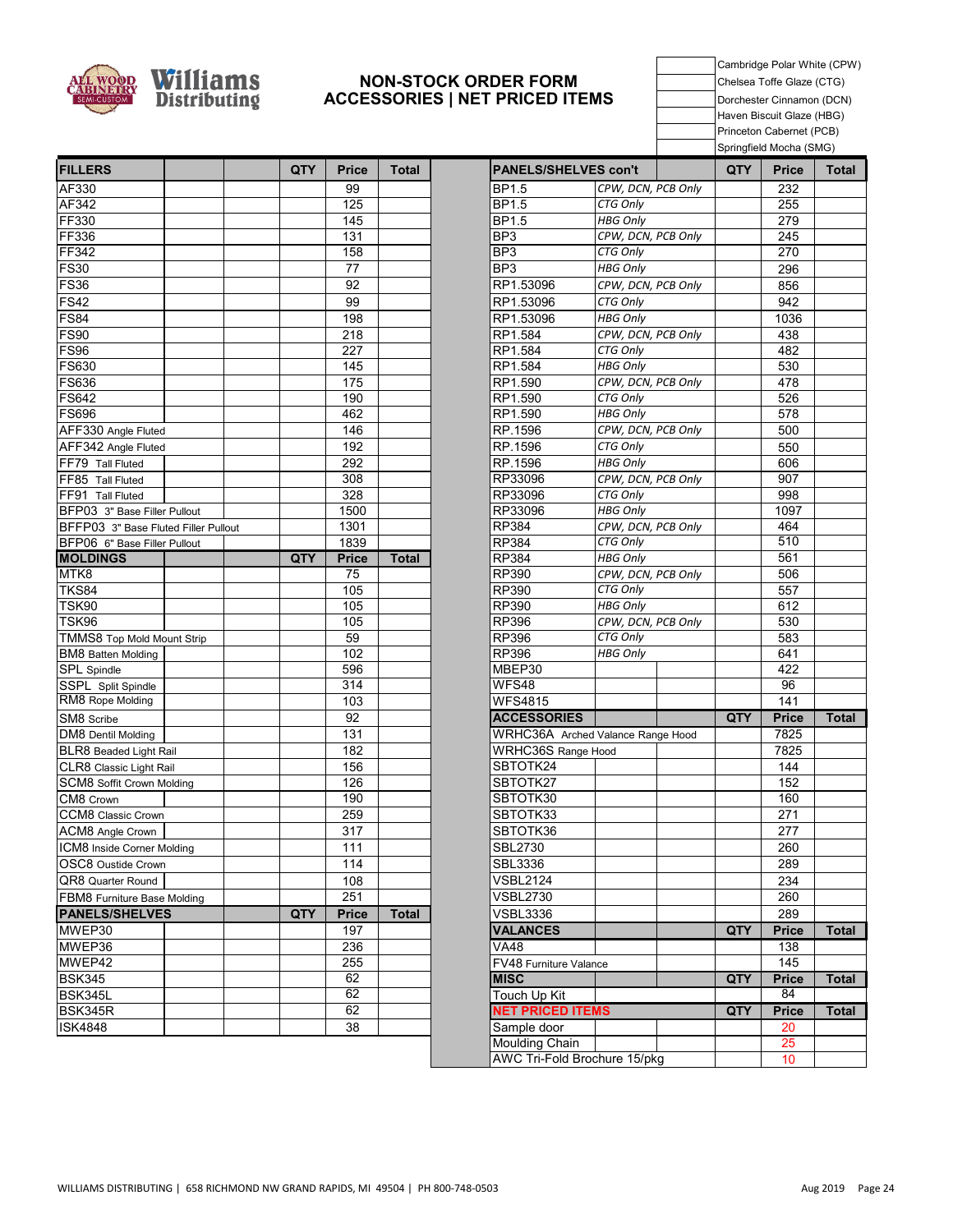# NON-STOCK ORDER FORM
## ACCESSORIES | NET PRICED ITEMS

| | |
|---|---|
| | Cambridge Polar White (CPW) |
| | Chelsea Toffe Glaze (CTG) |
| | Dorchester Cinnamon (DCN) |
| | Haven Biscuit Glaze (HBG) |
| | Princeton Cabernet (PCB) |
| | Springfield Mocha (SMG) |

| FILLERS | | | QTY | Price | Total |
|---|---|---|---|---|---|
| AF330 | | | | 99 | |
| AF342 | | | | 125 | |
| FF330 | | | | 145 | |
| FF336 | | | | 131 | |
| FF342 | | | | 158 | |
| FS30 | | | | 77 | |
| FS36 | | | | 92 | |
| FS42 | | | | 99 | |
| FS84 | | | | 198 | |
| FS90 | | | | 218 | |
| FS96 | | | | 227 | |
| FS630 | | | | 145 | |
| FS636 | | | | 175 | |
| FS642 | | | | 190 | |
| FS696 | | | | 462 | |
| AFF330 Angle Fluted | | | | 146 | |
| AFF342 Angle Fluted | | | | 192 | |
| FF79 Tall Fluted | | | | 292 | |
| FF85 Tall Fluted | | | | 308 | |
| FF91 Tall Fluted | | | | 328 | |
| BFP03 3" Base Filler Pullout | | | | 1500 | |
| BFFP03 3" Base Fluted Filler Pullout | | | | 1301 | |
| BFP06 6" Base Filler Pullout | | | | 1839 | |
| **MOLDINGS** | | | **QTY** | **Price** | **Total** |
| MTK8 | | | | 75 | |
| TKS84 | | | | 105 | |
| TSK90 | | | | 105 | |
| TSK96 | | | | 105 | |
| TMMS8 Top Mold Mount Strip | | | | 59 | |
| BM8 Batten Molding | | | | 102 | |
| SPL Spindle | | | | 596 | |
| SSPL Split Spindle | | | | 314 | |
| RM8 Rope Molding | | | | 103 | |
| SM8 Scribe | | | | 92 | |
| DM8 Dentil Molding | | | | 131 | |
| BLR8 Beaded Light Rail | | | | 182 | |
| CLR8 Classic Light Rail | | | | 156 | |
| SCM8 Soffit Crown Molding | | | | 126 | |
| CM8 Crown | | | | 190 | |
| CCM8 Classic Crown | | | | 259 | |
| ACM8 Angle Crown | | | | 317 | |
| ICM8 Inside Corner Molding | | | | 111 | |
| OSC8 Oustide Crown | | | | 114 | |
| QR8 Quarter Round | | | | 108 | |
| FBM8 Furniture Base Molding | | | | 251 | |
| **PANELS/SHELVES** | | | **QTY** | **Price** | **Total** |
| MWEP30 | | | | 197 | |
| MWEP36 | | | | 236 | |
| MWEP42 | | | | 255 | |
| BSK345 | | | | 62 | |
| BSK345L | | | | 62 | |
| BSK345R | | | | 62 | |
| ISK4848 | | | | 38 | |

| PANELS/SHELVES con't | | | QTY | Price | Total |
|---|---|---|---|---|---|
| BP1.5 | *CPW, DCN, PCB Only* | | | 232 | |
| BP1.5 | *CTG Only* | | | 255 | |
| BP1.5 | *HBG Only* | | | 279 | |
| BP3 | *CPW, DCN, PCB Only* | | | 245 | |
| BP3 | *CTG Only* | | | 270 | |
| BP3 | *HBG Only* | | | 296 | |
| RP1.53096 | *CPW, DCN, PCB Only* | | | 856 | |
| RP1.53096 | *CTG Only* | | | 942 | |
| RP1.53096 | *HBG Only* | | | 1036 | |
| RP1.584 | *CPW, DCN, PCB Only* | | | 438 | |
| RP1.584 | *CTG Only* | | | 482 | |
| RP1.584 | *HBG Only* | | | 530 | |
| RP1.590 | *CPW, DCN, PCB Only* | | | 478 | |
| RP1.590 | *CTG Only* | | | 526 | |
| RP1.590 | *HBG Only* | | | 578 | |
| RP.1596 | *CPW, DCN, PCB Only* | | | 500 | |
| RP.1596 | *CTG Only* | | | 550 | |
| RP.1596 | *HBG Only* | | | 606 | |
| RP33096 | *CPW, DCN, PCB Only* | | | 907 | |
| RP33096 | *CTG Only* | | | 998 | |
| RP33096 | *HBG Only* | | | 1097 | |
| RP384 | *CPW, DCN, PCB Only* | | | 464 | |
| RP384 | *CTG Only* | | | 510 | |
| RP384 | *HBG Only* | | | 561 | |
| RP390 | *CPW, DCN, PCB Only* | | | 506 | |
| RP390 | *CTG Only* | | | 557 | |
| RP390 | *HBG Only* | | | 612 | |
| RP396 | *CPW, DCN, PCB Only* | | | 530 | |
| RP396 | *CTG Only* | | | 583 | |
| RP396 | *HBG Only* | | | 641 | |
| MBEP30 | | | | 422 | |
| WFS48 | | | | 96 | |
| WFS4815 | | | | 141 | |
| **ACCESSORIES** | | | **QTY** | **Price** | **Total** |
| WRHC36A Arched Valance Range Hood | | | | 7825 | |
| WRHC36S Range Hood | | | | 7825 | |
| SBTOTK24 | | | | 144 | |
| SBTOTK27 | | | | 152 | |
| SBTOTK30 | | | | 160 | |
| SBTOTK33 | | | | 271 | |
| SBTOTK36 | | | | 277 | |
| SBL2730 | | | | 260 | |
| SBL3336 | | | | 289 | |
| VSBL2124 | | | | 234 | |
| VSBL2730 | | | | 260 | |
| VSBL3336 | | | | 289 | |
| **VALANCES** | | | **QTY** | **Price** | **Total** |
| VA48 | | | | 138 | |
| FV48 Furniture Valance | | | | 145 | |
| **MISC** | | | **QTY** | **Price** | **Total** |
| Touch Up Kit | | | | 84 | |
| **NET PRICED ITEMS** | | | **QTY** | **Price** | **Total** |
| Sample door | | | | 20 | |
| Moulding Chain | | | | 25 | |
| AWC Tri-Fold Brochure 15/pkg | | | | 10 | |

WILLIAMS DISTRIBUTING | 658 RICHMOND NW GRAND RAPIDS, MI 49504 | PH 800-748-0503

Aug 2019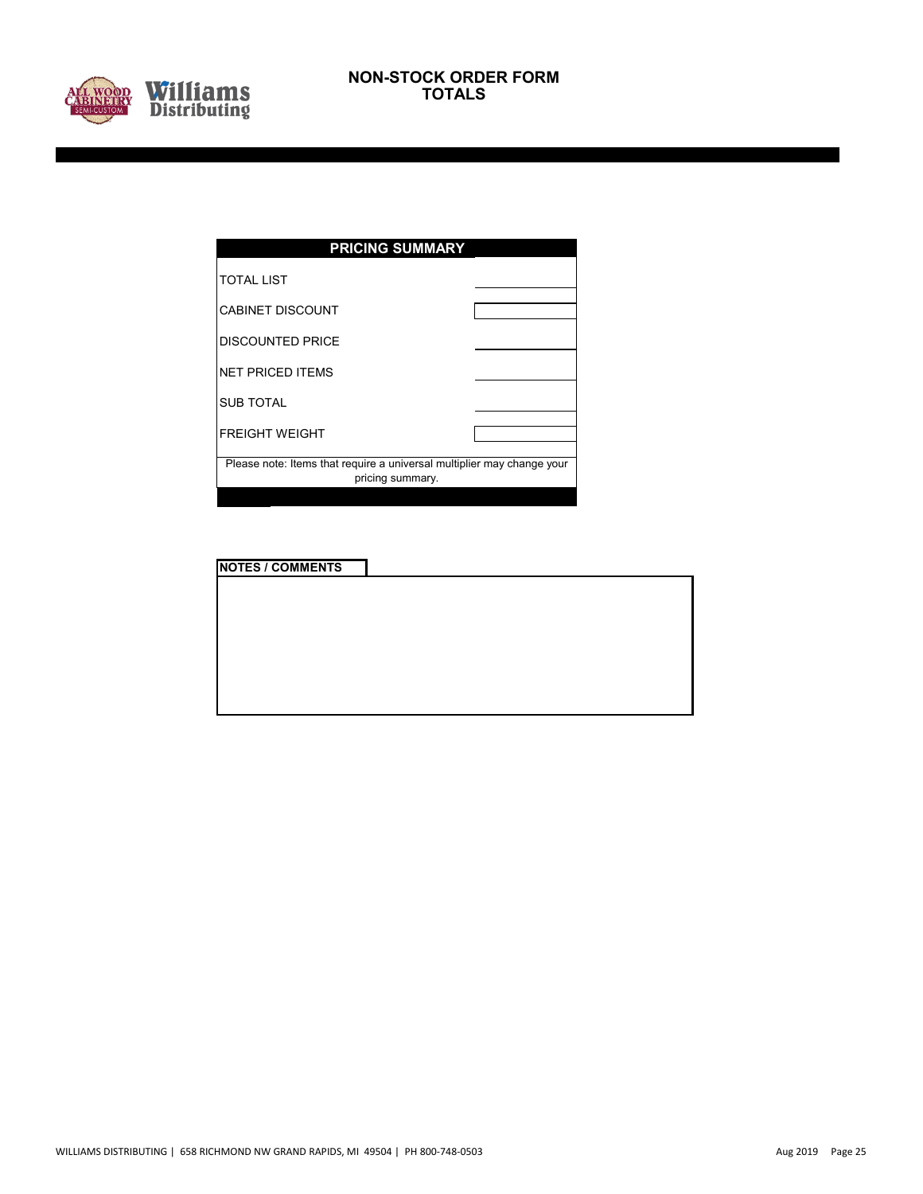# NON-STOCK ORDER FORM
## TOTALS

| PRICING SUMMARY | |
|---|---|
| TOTAL LIST | |
| CABINET DISCOUNT | |
| DISCOUNTED PRICE | |
| NET PRICED ITEMS | |
| SUB TOTAL | |
| FREIGHT WEIGHT | |

Please note: Items that require a universal multiplier may change your pricing summary.

**NOTES / COMMENTS**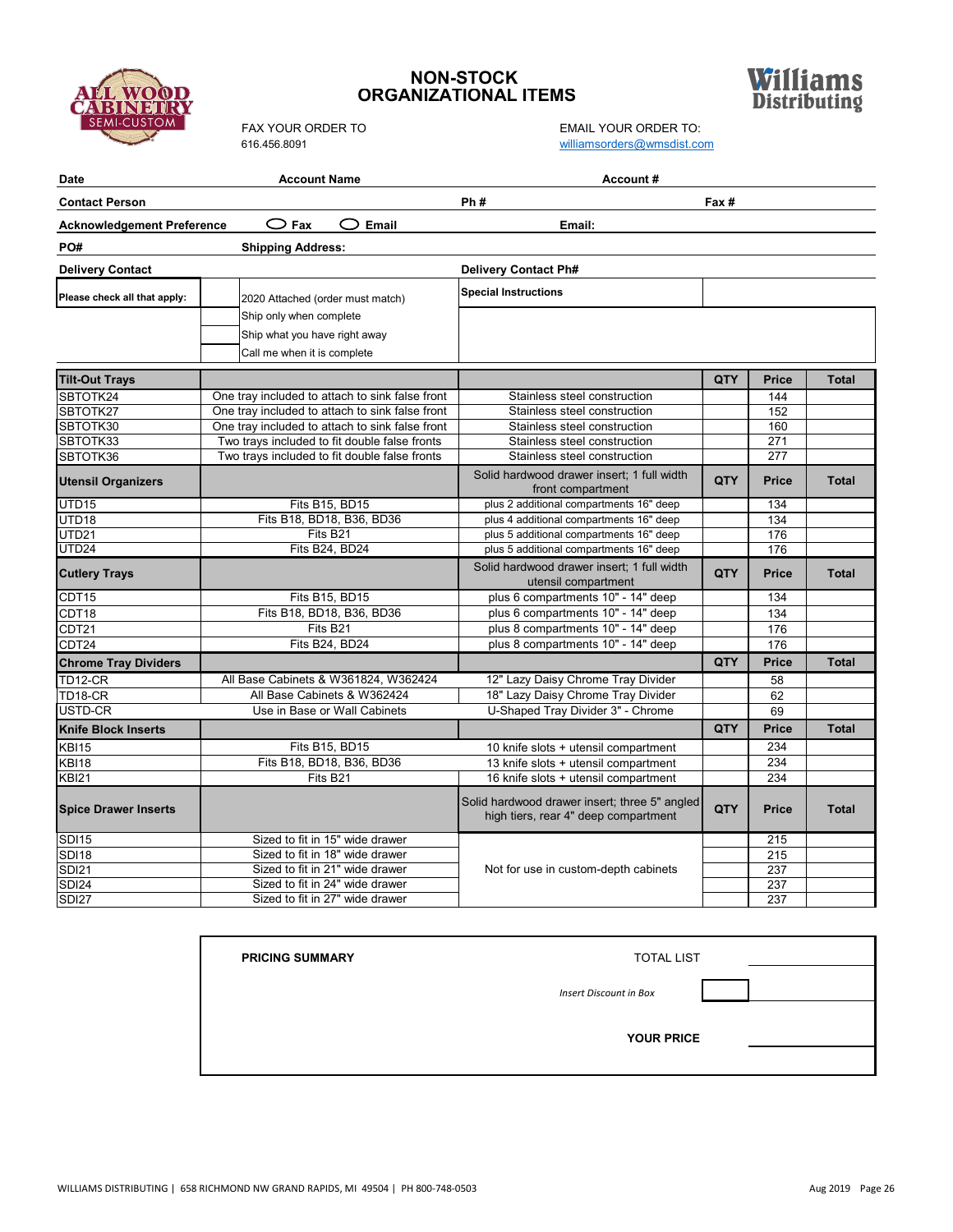# NON-STOCK ORGANIZATIONAL ITEMS

ALL WOOD CABINETRY SEMI-CUSTOM

Williams Distributing

FAX YOUR ORDER TO
616.456.8091

EMAIL YOUR ORDER TO:
williamsorders@wmsdist.com

| | | | |
|---|---|---|---|
| **Date** | **Account Name** | **Account #** | |
| **Contact Person** | | **Ph #** | **Fax #** |
| **Acknowledgement Preference** | ◯ **Fax** ◯ **Email** | **Email:** | |
| **PO#** | **Shipping Address:** | | |
| **Delivery Contact** | | **Delivery Contact Ph#** | |

| **Please check all that apply:** | | **Special Instructions** |
|---|---|---|
| | 2020 Attached (order must match) | |
| | Ship only when complete | |
| | Ship what you have right away | |
| | Call me when it is complete | |

| **Tilt-Out Trays** | | | **QTY** | **Price** | **Total** |
|---|---|---|---|---|---|
| SBTOTK24 | One tray included to attach to sink false front | Stainless steel construction | | 144 | |
| SBTOTK27 | One tray included to attach to sink false front | Stainless steel construction | | 152 | |
| SBTOTK30 | One tray included to attach to sink false front | Stainless steel construction | | 160 | |
| SBTOTK33 | Two trays included to fit double false fronts | Stainless steel construction | | 271 | |
| SBTOTK36 | Two trays included to fit double false fronts | Stainless steel construction | | 277 | |
| **Utensil Organizers** | | Solid hardwood drawer insert; 1 full width front compartment | **QTY** | **Price** | **Total** |
| UTD15 | Fits B15, BD15 | plus 2 additional compartments 16" deep | | 134 | |
| UTD18 | Fits B18, BD18, B36, BD36 | plus 4 additional compartments 16" deep | | 134 | |
| UTD21 | Fits B21 | plus 5 additional compartments 16" deep | | 176 | |
| UTD24 | Fits B24, BD24 | plus 5 additional compartments 16" deep | | 176 | |
| **Cutlery Trays** | | Solid hardwood drawer insert; 1 full width utensil compartment | **QTY** | **Price** | **Total** |
| CDT15 | Fits B15, BD15 | plus 6 compartments 10" - 14" deep | | 134 | |
| CDT18 | Fits B18, BD18, B36, BD36 | plus 6 compartments 10" - 14" deep | | 134 | |
| CDT21 | Fits B21 | plus 8 compartments 10" - 14" deep | | 176 | |
| CDT24 | Fits B24, BD24 | plus 8 compartments 10" - 14" deep | | 176 | |
| **Chrome Tray Dividers** | | | **QTY** | **Price** | **Total** |
| TD12-CR | All Base Cabinets & W361824, W362424 | 12" Lazy Daisy Chrome Tray Divider | | 58 | |
| TD18-CR | All Base Cabinets & W362424 | 18" Lazy Daisy Chrome Tray Divider | | 62 | |
| USTD-CR | Use in Base or Wall Cabinets | U-Shaped Tray Divider 3" - Chrome | | 69 | |
| **Knife Block Inserts** | | | **QTY** | **Price** | **Total** |
| KBI15 | Fits B15, BD15 | 10 knife slots + utensil compartment | | 234 | |
| KBI18 | Fits B18, BD18, B36, BD36 | 13 knife slots + utensil compartment | | 234 | |
| KBI21 | Fits B21 | 16 knife slots + utensil compartment | | 234 | |
| **Spice Drawer Inserts** | | Solid hardwood drawer insert; three 5" angled high tiers, rear 4" deep compartment | **QTY** | **Price** | **Total** |
| SDI15 | Sized to fit in 15" wide drawer | Not for use in custom-depth cabinets | | 215 | |
| SDI18 | Sized to fit in 18" wide drawer | | | 215 | |
| SDI21 | Sized to fit in 21" wide drawer | | | 237 | |
| SDI24 | Sized to fit in 24" wide drawer | | | 237 | |
| SDI27 | Sized to fit in 27" wide drawer | | | 237 | |

| **PRICING SUMMARY** | TOTAL LIST | |
|---|---|---|
| | *Insert Discount in Box* | |
| | **YOUR PRICE** | |

WILLIAMS DISTRIBUTING | 658 RICHMOND NW GRAND RAPIDS, MI 49504 | PH 800-748-0503

Aug 2019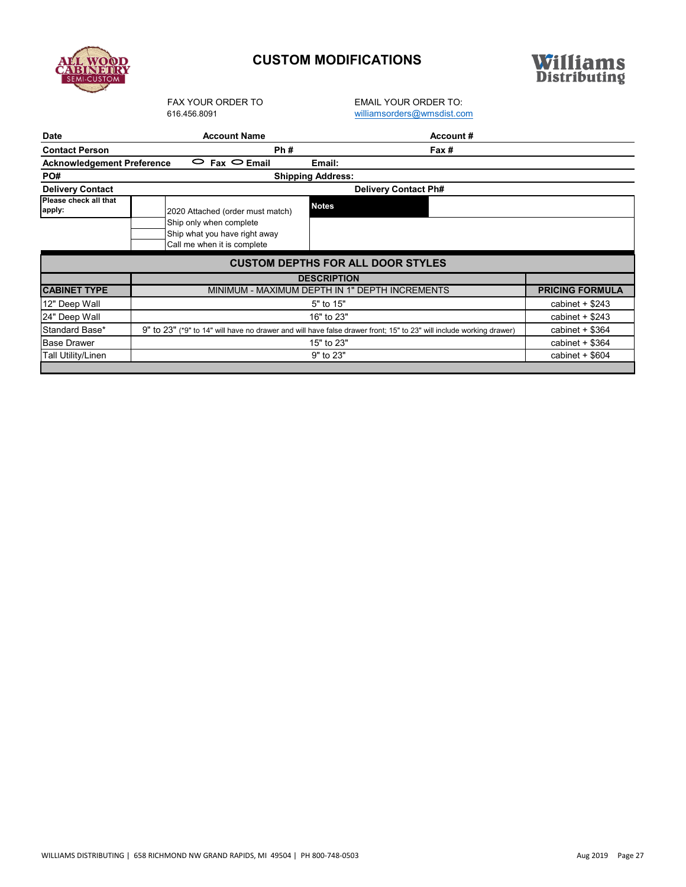# CUSTOM MODIFICATIONS

FAX YOUR ORDER TO
616.456.8091

EMAIL YOUR ORDER TO:
williamsorders@wmsdist.com

| **Date** | **Account Name** | **Account #** |
|---|---|---|
| **Contact Person** | **Ph #** | **Fax #** |
| **Acknowledgement Preference** | ⬭ **Fax** ⬭ **Email** | **Email:** |
| **PO#** | **Shipping Address:** | |
| **Delivery Contact** | | **Delivery Contact Ph#** |

| **Please check all that apply:** | | **Notes** |
|---|---|---|
| | 2020 Attached (order must match) | |
| | Ship only when complete | |
| | Ship what you have right away | |
| | Call me when it is complete | |

## CUSTOM DEPTHS FOR ALL DOOR STYLES

| | DESCRIPTION | |
|---|---|---|
| **CABINET TYPE** | MINIMUM - MAXIMUM DEPTH IN 1" DEPTH INCREMENTS | **PRICING FORMULA** |
| 12" Deep Wall | 5" to 15" | cabinet + $243 |
| 24" Deep Wall | 16" to 23" | cabinet + $243 |
| Standard Base* | 9" to 23" (*9" to 14" will have no drawer and will have false drawer front; 15" to 23" will include working drawer) | cabinet + $364 |
| Base Drawer | 15" to 23" | cabinet + $364 |
| Tall Utility/Linen | 9" to 23" | cabinet + $604 |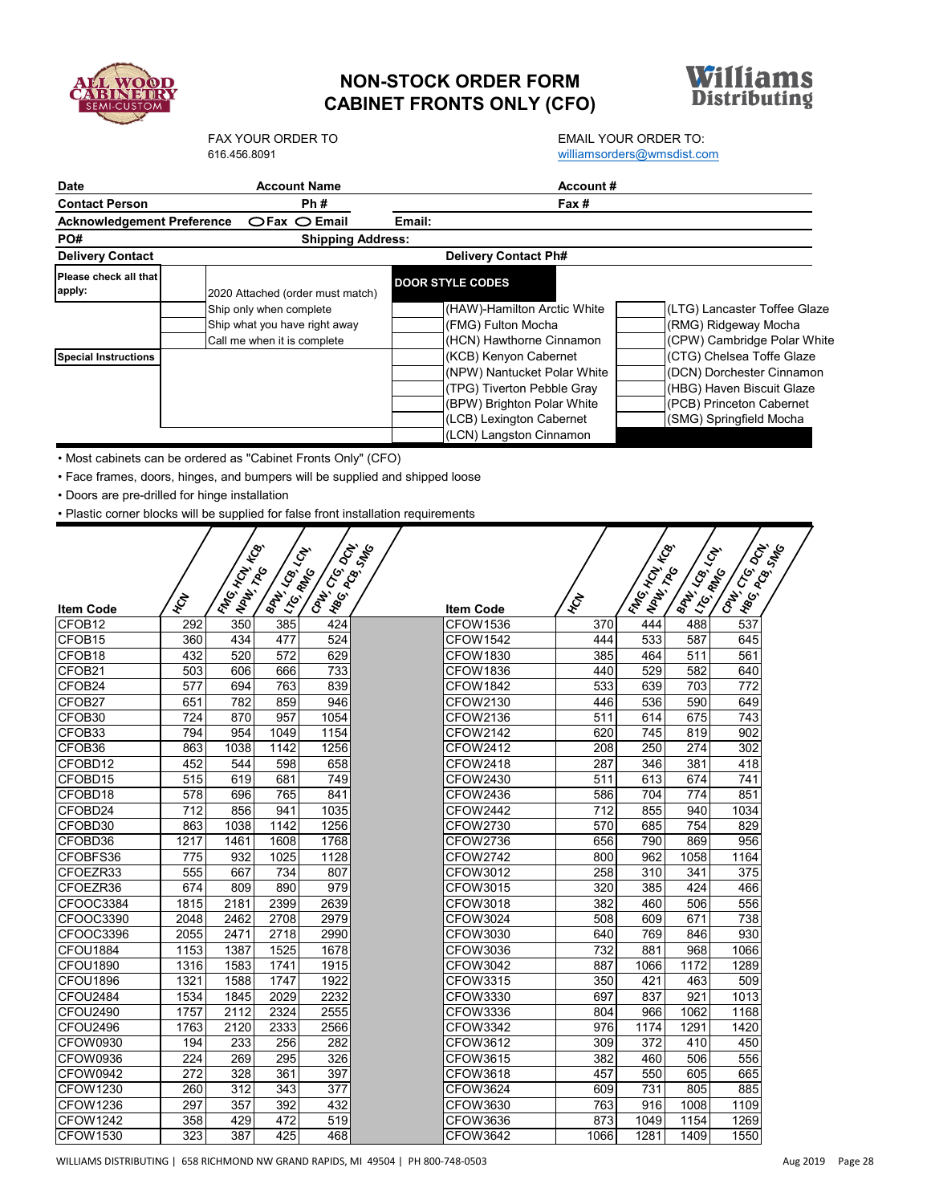# NON-STOCK ORDER FORM
## CABINET FRONTS ONLY (CFO)

FAX YOUR ORDER TO
616.456.8091

EMAIL YOUR ORDER TO:
williamsorders@wmsdist.com

| Date | Account Name | | Account # |
|---|---|---|---|
| Contact Person | Ph # | | Fax # |
| Acknowledgement Preference | ○Fax ○ Email | Email: | |
| PO# | Shipping Address: | | |
| Delivery Contact | | Delivery Contact Ph# | |

| Please check all that apply: | | | DOOR STYLE CODES | | |
|---|---|---|---|---|---|
| | 2020 Attached (order must match) | | | | |
| | Ship only when complete | | (HAW)-Hamilton Arctic White | | (LTG) Lancaster Toffee Glaze |
| | Ship what you have right away | | (FMG) Fulton Mocha | | (RMG) Ridgeway Mocha |
| | Call me when it is complete | | (HCN) Hawthorne Cinnamon | | (CPW) Cambridge Polar White |
| Special Instructions | | | (KCB) Kenyon Cabernet | | (CTG) Chelsea Toffe Glaze |
| | | | (NPW) Nantucket Polar White | | (DCN) Dorchester Cinnamon |
| | | | (TPG) Tiverton Pebble Gray | | (HBG) Haven Biscuit Glaze |
| | | | (BPW) Brighton Polar White | | (PCB) Princeton Cabernet |
| | | | (LCB) Lexington Cabernet | | (SMG) Springfield Mocha |
| | | | (LCN) Langston Cinnamon | | |

- Most cabinets can be ordered as "Cabinet Fronts Only" (CFO)
- Face frames, doors, hinges, and bumpers will be supplied and shipped loose
- Doors are pre-drilled for hinge installation
- Plastic corner blocks will be supplied for false front installation requirements

| Item Code | HCN | FMG, HCN, KCB, NPW, TPG | BPW, LCB, LCN, LTG, RMG | CPW, CTG, DCN, HBG, PCB, SMG | | Item Code | HCN | FMG, HCN, KCB, NPW, TPG | BPW, LCB, LCN, LTG, RMG | CPW, CTG, DCN, HBG, PCB, SMG |
|---|---|---|---|---|---|---|---|---|---|---|
| CFOB12 | 292 | 350 | 385 | 424 | | CFOW1536 | 370 | 444 | 488 | 537 |
| CFOB15 | 360 | 434 | 477 | 524 | | CFOW1542 | 444 | 533 | 587 | 645 |
| CFOB18 | 432 | 520 | 572 | 629 | | CFOW1830 | 385 | 464 | 511 | 561 |
| CFOB21 | 503 | 606 | 666 | 733 | | CFOW1836 | 440 | 529 | 582 | 640 |
| CFOB24 | 577 | 694 | 763 | 839 | | CFOW1842 | 533 | 639 | 703 | 772 |
| CFOB27 | 651 | 782 | 859 | 946 | | CFOW2130 | 446 | 536 | 590 | 649 |
| CFOB30 | 724 | 870 | 957 | 1054 | | CFOW2136 | 511 | 614 | 675 | 743 |
| CFOB33 | 794 | 954 | 1049 | 1154 | | CFOW2142 | 620 | 745 | 819 | 902 |
| CFOB36 | 863 | 1038 | 1142 | 1256 | | CFOW2412 | 208 | 250 | 274 | 302 |
| CFOBD12 | 452 | 544 | 598 | 658 | | CFOW2418 | 287 | 346 | 381 | 418 |
| CFOBD15 | 515 | 619 | 681 | 749 | | CFOW2430 | 511 | 613 | 674 | 741 |
| CFOBD18 | 578 | 696 | 765 | 841 | | CFOW2436 | 586 | 704 | 774 | 851 |
| CFOBD24 | 712 | 856 | 941 | 1035 | | CFOW2442 | 712 | 855 | 940 | 1034 |
| CFOBD30 | 863 | 1038 | 1142 | 1256 | | CFOW2730 | 570 | 685 | 754 | 829 |
| CFOBD36 | 1217 | 1461 | 1608 | 1768 | | CFOW2736 | 656 | 790 | 869 | 956 |
| CFOBFS36 | 775 | 932 | 1025 | 1128 | | CFOW2742 | 800 | 962 | 1058 | 1164 |
| CFOEZR33 | 555 | 667 | 734 | 807 | | CFOW3012 | 258 | 310 | 341 | 375 |
| CFOEZR36 | 674 | 809 | 890 | 979 | | CFOW3015 | 320 | 385 | 424 | 466 |
| CFOOC3384 | 1815 | 2181 | 2399 | 2639 | | CFOW3018 | 382 | 460 | 506 | 556 |
| CFOOC3390 | 2048 | 2462 | 2708 | 2979 | | CFOW3024 | 508 | 609 | 671 | 738 |
| CFOOC3396 | 2055 | 2471 | 2718 | 2990 | | CFOW3030 | 640 | 769 | 846 | 930 |
| CFOU1884 | 1153 | 1387 | 1525 | 1678 | | CFOW3036 | 732 | 881 | 968 | 1066 |
| CFOU1890 | 1316 | 1583 | 1741 | 1915 | | CFOW3042 | 887 | 1066 | 1172 | 1289 |
| CFOU1896 | 1321 | 1588 | 1747 | 1922 | | CFOW3315 | 350 | 421 | 463 | 509 |
| CFOU2484 | 1534 | 1845 | 2029 | 2232 | | CFOW3330 | 697 | 837 | 921 | 1013 |
| CFOU2490 | 1757 | 2112 | 2324 | 2555 | | CFOW3336 | 804 | 966 | 1062 | 1168 |
| CFOU2496 | 1763 | 2120 | 2333 | 2566 | | CFOW3342 | 976 | 1174 | 1291 | 1420 |
| CFOW0930 | 194 | 233 | 256 | 282 | | CFOW3612 | 309 | 372 | 410 | 450 |
| CFOW0936 | 224 | 269 | 295 | 326 | | CFOW3615 | 382 | 460 | 506 | 556 |
| CFOW0942 | 272 | 328 | 361 | 397 | | CFOW3618 | 457 | 550 | 605 | 665 |
| CFOW1230 | 260 | 312 | 343 | 377 | | CFOW3624 | 609 | 731 | 805 | 885 |
| CFOW1236 | 297 | 357 | 392 | 432 | | CFOW3630 | 763 | 916 | 1008 | 1109 |
| CFOW1242 | 358 | 429 | 472 | 519 | | CFOW3636 | 873 | 1049 | 1154 | 1269 |
| CFOW1530 | 323 | 387 | 425 | 468 | | CFOW3642 | 1066 | 1281 | 1409 | 1550 |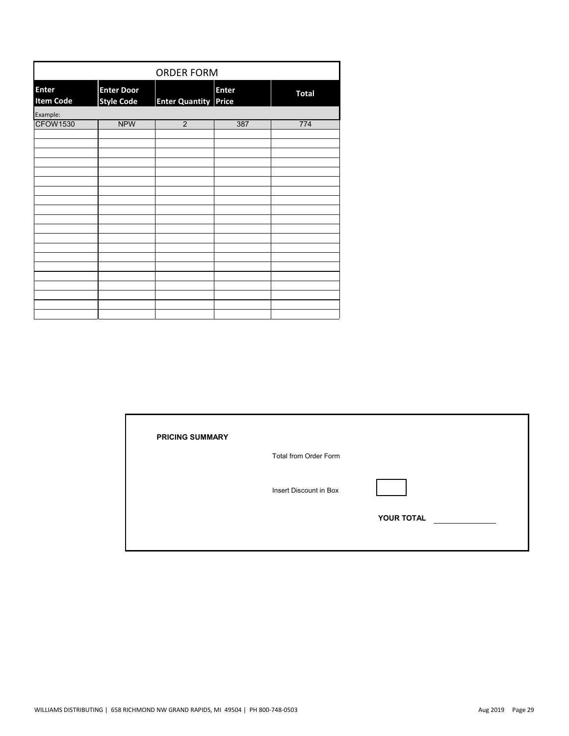## ORDER FORM

| Enter Item Code | Enter Door Style Code | Enter Quantity | Enter Price | Total |
|---|---|---|---|---|
| Example: | | | | |
| CFOW1530 | NPW | 2 | 387 | 774 |
| | | | | |
| | | | | |
| | | | | |
| | | | | |
| | | | | |
| | | | | |
| | | | | |
| | | | | |
| | | | | |
| | | | | |
| | | | | |
| | | | | |
| | | | | |
| | | | | |
| | | | | |
| | | | | |
| | | | | |
| | | | | |
| | | | | |
| | | | | |

**PRICING SUMMARY**

Total from Order Form

Insert Discount in Box

**YOUR TOTAL** ______________